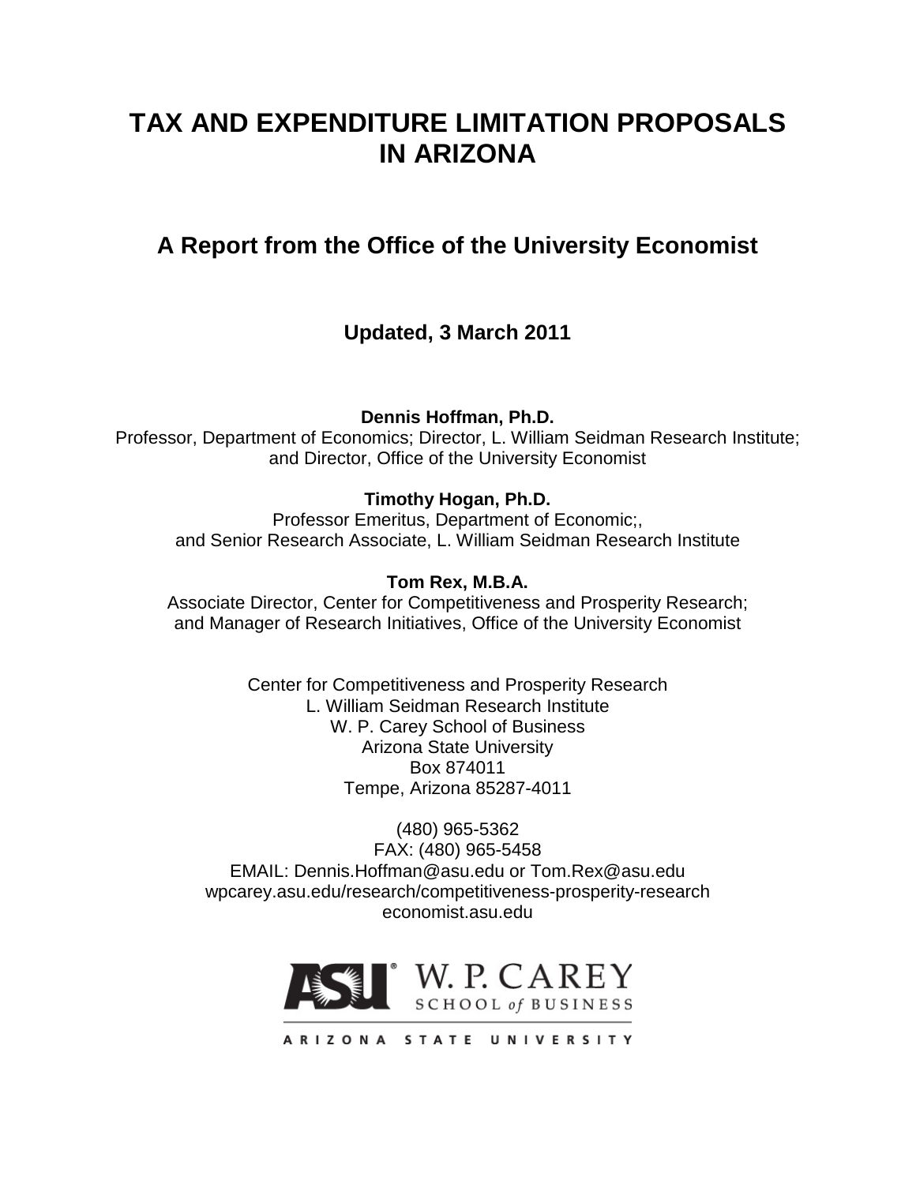# TAX AND EXPENDITURE LIMITATION PROPOSALS IN ARIZONA

## A Report from the Office of the University Economist

**Updated, 3 March 2011**

**Dennis Hoffman, Ph.D.**
Professor, Department of Economics; Director, L. William Seidman Research Institute; and Director, Office of the University Economist

**Timothy Hogan, Ph.D.**
Professor Emeritus, Department of Economic;, and Senior Research Associate, L. William Seidman Research Institute

**Tom Rex, M.B.A.**
Associate Director, Center for Competitiveness and Prosperity Research; and Manager of Research Initiatives, Office of the University Economist

Center for Competitiveness and Prosperity Research
L. William Seidman Research Institute
W. P. Carey School of Business
Arizona State University
Box 874011
Tempe, Arizona 85287-4011

(480) 965-5362
FAX: (480) 965-5458
EMAIL: Dennis.Hoffman@asu.edu or Tom.Rex@asu.edu
wpcarey.asu.edu/research/competitiveness-prosperity-research
economist.asu.edu

ASU W. P. CAREY SCHOOL of BUSINESS
ARIZONA STATE UNIVERSITY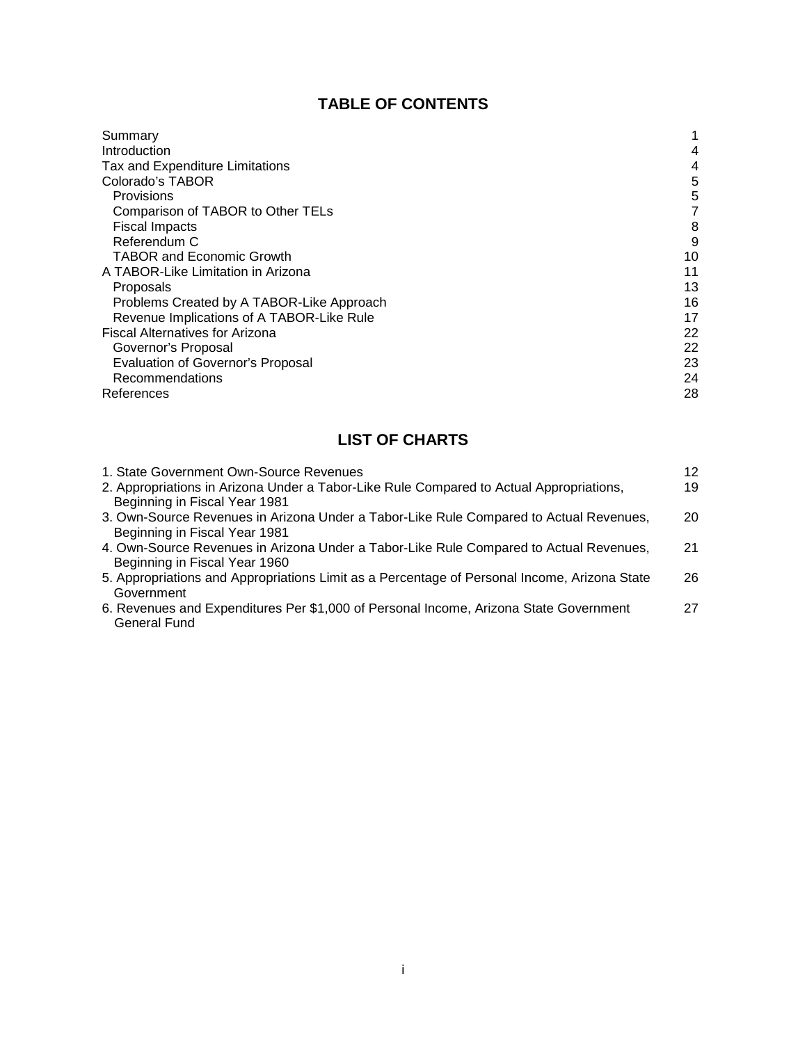## TABLE OF CONTENTS

| | |
|---|---|
| Summary | 1 |
| Introduction | 4 |
| Tax and Expenditure Limitations | 4 |
| Colorado's TABOR | 5 |
| Provisions | 5 |
| Comparison of TABOR to Other TELs | 7 |
| Fiscal Impacts | 8 |
| Referendum C | 9 |
| TABOR and Economic Growth | 10 |
| A TABOR-Like Limitation in Arizona | 11 |
| Proposals | 13 |
| Problems Created by A TABOR-Like Approach | 16 |
| Revenue Implications of A TABOR-Like Rule | 17 |
| Fiscal Alternatives for Arizona | 22 |
| Governor's Proposal | 22 |
| Evaluation of Governor's Proposal | 23 |
| Recommendations | 24 |
| References | 28 |

## LIST OF CHARTS

| | |
|---|---|
| 1. State Government Own-Source Revenues | 12 |
| 2. Appropriations in Arizona Under a Tabor-Like Rule Compared to Actual Appropriations, Beginning in Fiscal Year 1981 | 19 |
| 3. Own-Source Revenues in Arizona Under a Tabor-Like Rule Compared to Actual Revenues, Beginning in Fiscal Year 1981 | 20 |
| 4. Own-Source Revenues in Arizona Under a Tabor-Like Rule Compared to Actual Revenues, Beginning in Fiscal Year 1960 | 21 |
| 5. Appropriations and Appropriations Limit as a Percentage of Personal Income, Arizona State Government | 26 |
| 6. Revenues and Expenditures Per $1,000 of Personal Income, Arizona State Government General Fund | 27 |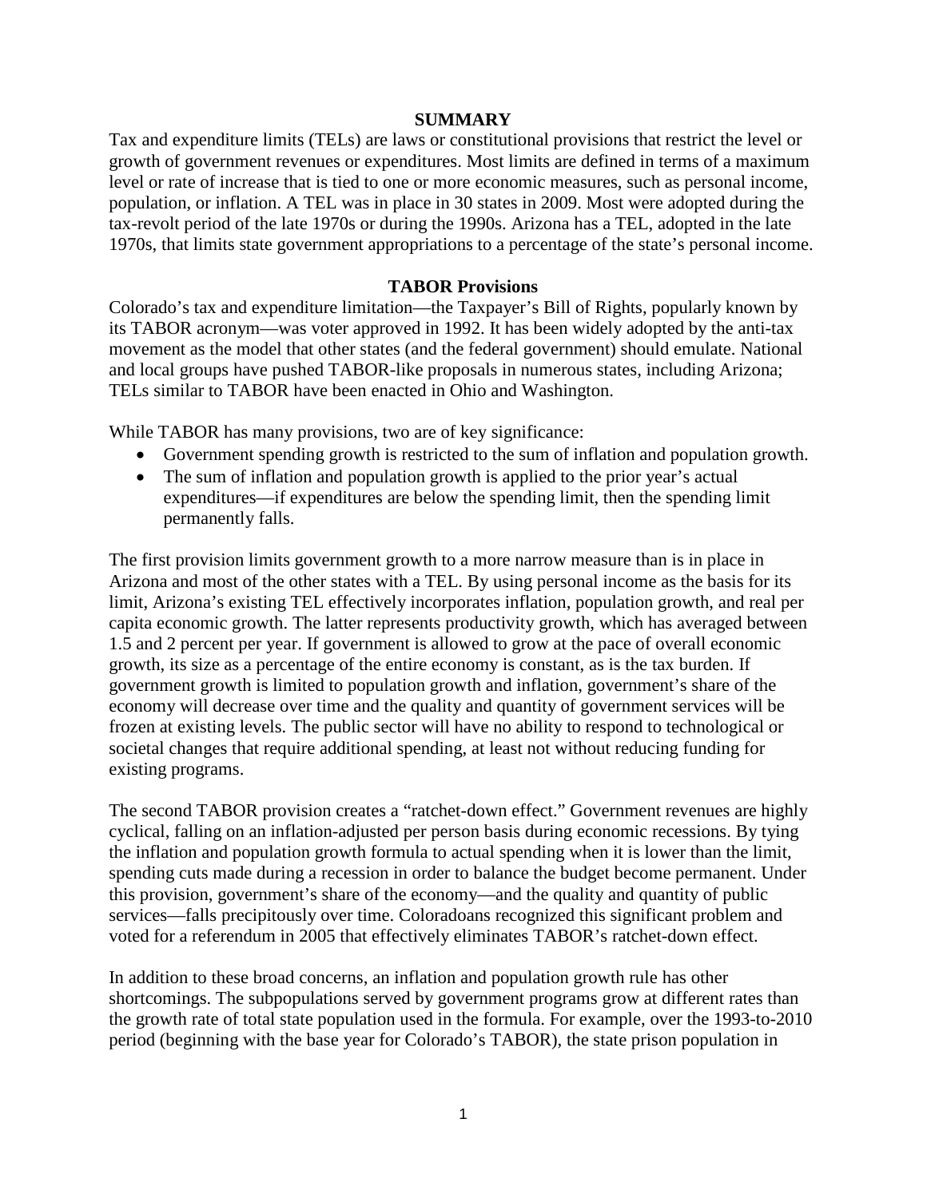## SUMMARY

Tax and expenditure limits (TELs) are laws or constitutional provisions that restrict the level or growth of government revenues or expenditures. Most limits are defined in terms of a maximum level or rate of increase that is tied to one or more economic measures, such as personal income, population, or inflation. A TEL was in place in 30 states in 2009. Most were adopted during the tax-revolt period of the late 1970s or during the 1990s. Arizona has a TEL, adopted in the late 1970s, that limits state government appropriations to a percentage of the state's personal income.

### TABOR Provisions

Colorado's tax and expenditure limitation—the Taxpayer's Bill of Rights, popularly known by its TABOR acronym—was voter approved in 1992. It has been widely adopted by the anti-tax movement as the model that other states (and the federal government) should emulate. National and local groups have pushed TABOR-like proposals in numerous states, including Arizona; TELs similar to TABOR have been enacted in Ohio and Washington.

While TABOR has many provisions, two are of key significance:

- Government spending growth is restricted to the sum of inflation and population growth.
- The sum of inflation and population growth is applied to the prior year's actual expenditures—if expenditures are below the spending limit, then the spending limit permanently falls.

The first provision limits government growth to a more narrow measure than is in place in Arizona and most of the other states with a TEL. By using personal income as the basis for its limit, Arizona's existing TEL effectively incorporates inflation, population growth, and real per capita economic growth. The latter represents productivity growth, which has averaged between 1.5 and 2 percent per year. If government is allowed to grow at the pace of overall economic growth, its size as a percentage of the entire economy is constant, as is the tax burden. If government growth is limited to population growth and inflation, government's share of the economy will decrease over time and the quality and quantity of government services will be frozen at existing levels. The public sector will have no ability to respond to technological or societal changes that require additional spending, at least not without reducing funding for existing programs.

The second TABOR provision creates a "ratchet-down effect." Government revenues are highly cyclical, falling on an inflation-adjusted per person basis during economic recessions. By tying the inflation and population growth formula to actual spending when it is lower than the limit, spending cuts made during a recession in order to balance the budget become permanent. Under this provision, government's share of the economy—and the quality and quantity of public services—falls precipitously over time. Coloradoans recognized this significant problem and voted for a referendum in 2005 that effectively eliminates TABOR's ratchet-down effect.

In addition to these broad concerns, an inflation and population growth rule has other shortcomings. The subpopulations served by government programs grow at different rates than the growth rate of total state population used in the formula. For example, over the 1993-to-2010 period (beginning with the base year for Colorado's TABOR), the state prison population in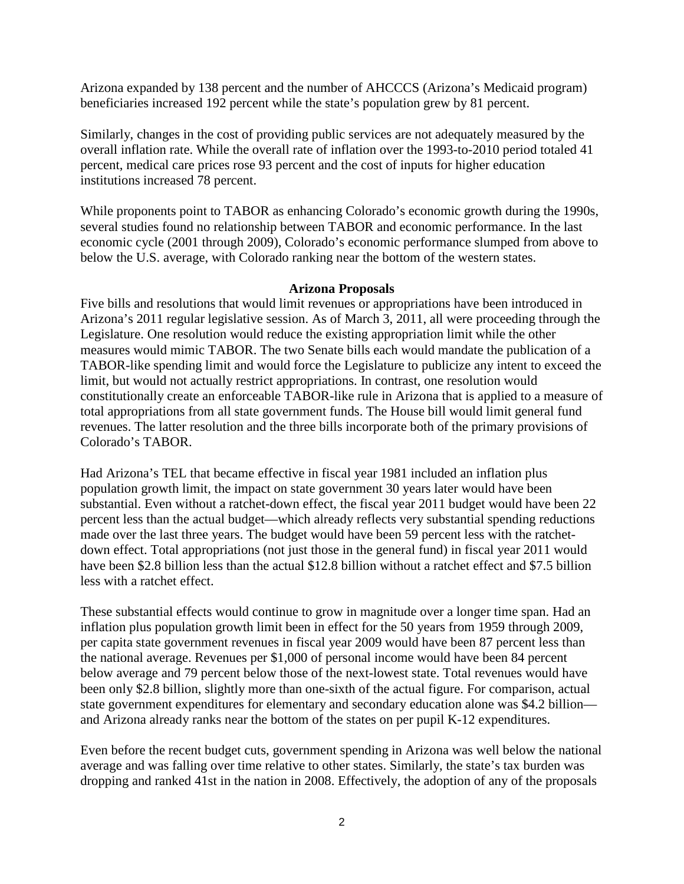Arizona expanded by 138 percent and the number of AHCCCS (Arizona's Medicaid program) beneficiaries increased 192 percent while the state's population grew by 81 percent.

Similarly, changes in the cost of providing public services are not adequately measured by the overall inflation rate. While the overall rate of inflation over the 1993-to-2010 period totaled 41 percent, medical care prices rose 93 percent and the cost of inputs for higher education institutions increased 78 percent.

While proponents point to TABOR as enhancing Colorado's economic growth during the 1990s, several studies found no relationship between TABOR and economic performance. In the last economic cycle (2001 through 2009), Colorado's economic performance slumped from above to below the U.S. average, with Colorado ranking near the bottom of the western states.

## Arizona Proposals

Five bills and resolutions that would limit revenues or appropriations have been introduced in Arizona's 2011 regular legislative session. As of March 3, 2011, all were proceeding through the Legislature. One resolution would reduce the existing appropriation limit while the other measures would mimic TABOR. The two Senate bills each would mandate the publication of a TABOR-like spending limit and would force the Legislature to publicize any intent to exceed the limit, but would not actually restrict appropriations. In contrast, one resolution would constitutionally create an enforceable TABOR-like rule in Arizona that is applied to a measure of total appropriations from all state government funds. The House bill would limit general fund revenues. The latter resolution and the three bills incorporate both of the primary provisions of Colorado's TABOR.

Had Arizona's TEL that became effective in fiscal year 1981 included an inflation plus population growth limit, the impact on state government 30 years later would have been substantial. Even without a ratchet-down effect, the fiscal year 2011 budget would have been 22 percent less than the actual budget—which already reflects very substantial spending reductions made over the last three years. The budget would have been 59 percent less with the ratchet-down effect. Total appropriations (not just those in the general fund) in fiscal year 2011 would have been $2.8 billion less than the actual $12.8 billion without a ratchet effect and $7.5 billion less with a ratchet effect.

These substantial effects would continue to grow in magnitude over a longer time span. Had an inflation plus population growth limit been in effect for the 50 years from 1959 through 2009, per capita state government revenues in fiscal year 2009 would have been 87 percent less than the national average. Revenues per $1,000 of personal income would have been 84 percent below average and 79 percent below those of the next-lowest state. Total revenues would have been only $2.8 billion, slightly more than one-sixth of the actual figure. For comparison, actual state government expenditures for elementary and secondary education alone was $4.2 billion—and Arizona already ranks near the bottom of the states on per pupil K-12 expenditures.

Even before the recent budget cuts, government spending in Arizona was well below the national average and was falling over time relative to other states. Similarly, the state's tax burden was dropping and ranked 41st in the nation in 2008. Effectively, the adoption of any of the proposals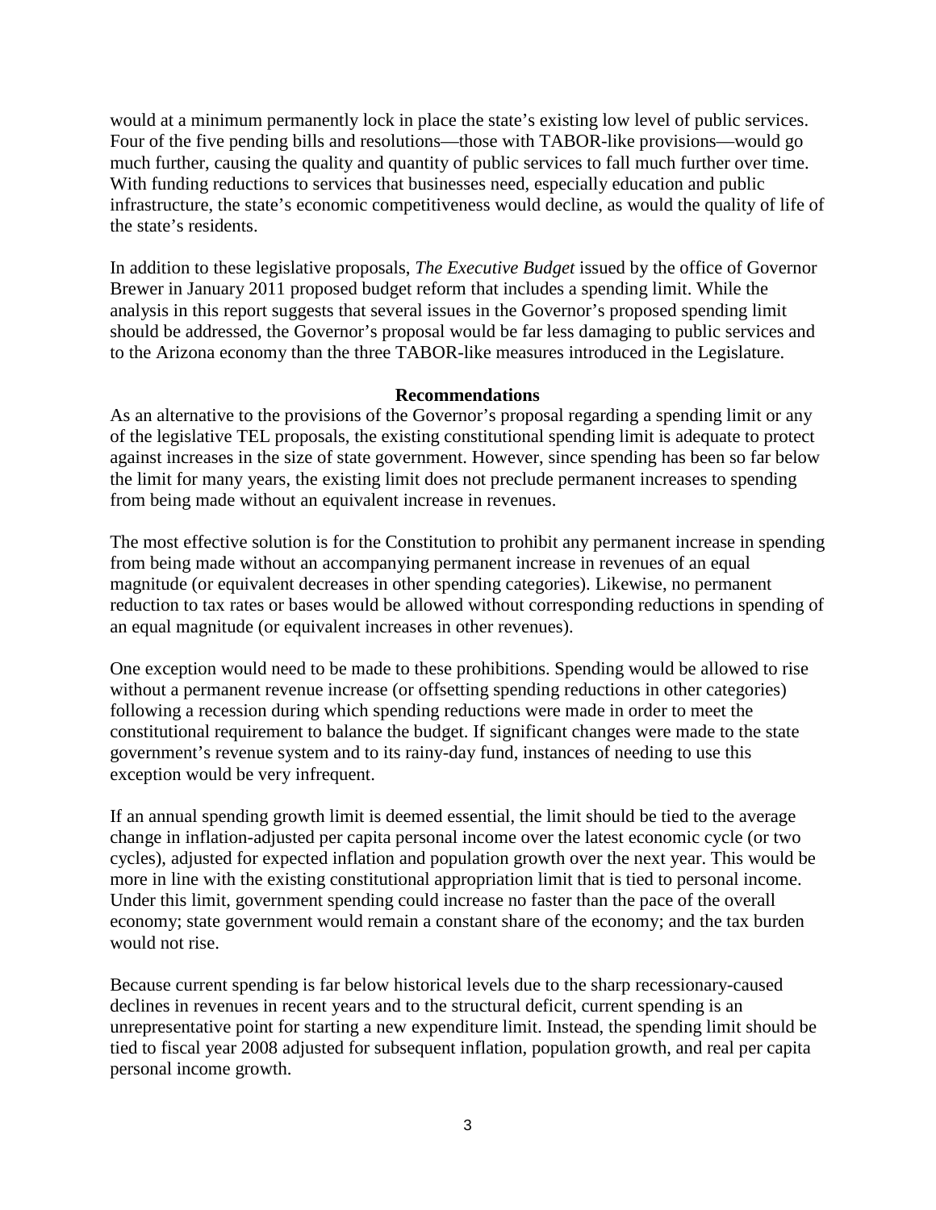would at a minimum permanently lock in place the state's existing low level of public services. Four of the five pending bills and resolutions—those with TABOR-like provisions—would go much further, causing the quality and quantity of public services to fall much further over time. With funding reductions to services that businesses need, especially education and public infrastructure, the state's economic competitiveness would decline, as would the quality of life of the state's residents.

In addition to these legislative proposals, *The Executive Budget* issued by the office of Governor Brewer in January 2011 proposed budget reform that includes a spending limit. While the analysis in this report suggests that several issues in the Governor's proposed spending limit should be addressed, the Governor's proposal would be far less damaging to public services and to the Arizona economy than the three TABOR-like measures introduced in the Legislature.

## Recommendations

As an alternative to the provisions of the Governor's proposal regarding a spending limit or any of the legislative TEL proposals, the existing constitutional spending limit is adequate to protect against increases in the size of state government. However, since spending has been so far below the limit for many years, the existing limit does not preclude permanent increases to spending from being made without an equivalent increase in revenues.

The most effective solution is for the Constitution to prohibit any permanent increase in spending from being made without an accompanying permanent increase in revenues of an equal magnitude (or equivalent decreases in other spending categories). Likewise, no permanent reduction to tax rates or bases would be allowed without corresponding reductions in spending of an equal magnitude (or equivalent increases in other revenues).

One exception would need to be made to these prohibitions. Spending would be allowed to rise without a permanent revenue increase (or offsetting spending reductions in other categories) following a recession during which spending reductions were made in order to meet the constitutional requirement to balance the budget. If significant changes were made to the state government's revenue system and to its rainy-day fund, instances of needing to use this exception would be very infrequent.

If an annual spending growth limit is deemed essential, the limit should be tied to the average change in inflation-adjusted per capita personal income over the latest economic cycle (or two cycles), adjusted for expected inflation and population growth over the next year. This would be more in line with the existing constitutional appropriation limit that is tied to personal income. Under this limit, government spending could increase no faster than the pace of the overall economy; state government would remain a constant share of the economy; and the tax burden would not rise.

Because current spending is far below historical levels due to the sharp recessionary-caused declines in revenues in recent years and to the structural deficit, current spending is an unrepresentative point for starting a new expenditure limit. Instead, the spending limit should be tied to fiscal year 2008 adjusted for subsequent inflation, population growth, and real per capita personal income growth.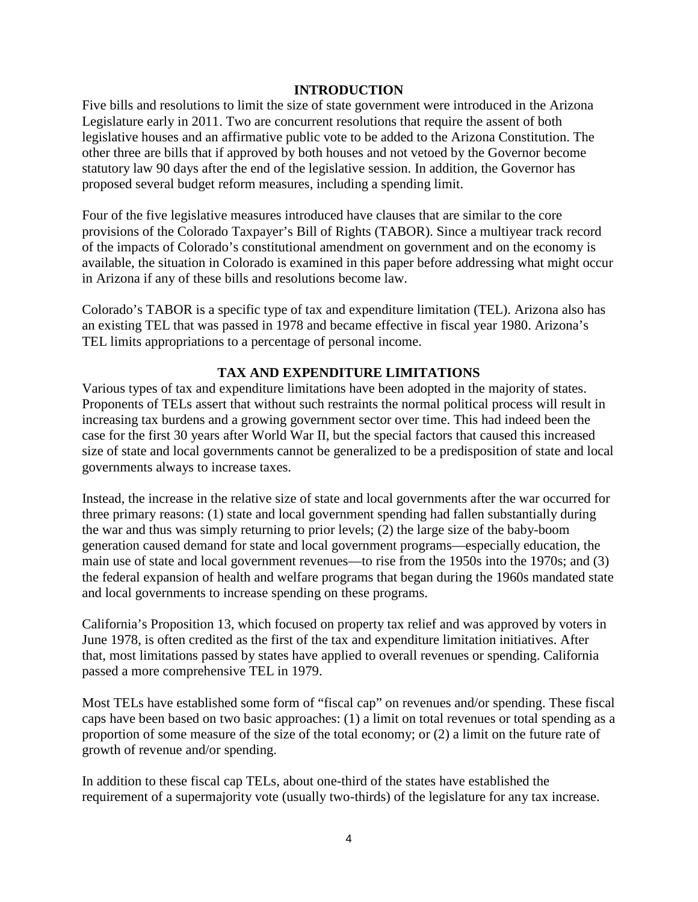## INTRODUCTION

Five bills and resolutions to limit the size of state government were introduced in the Arizona Legislature early in 2011. Two are concurrent resolutions that require the assent of both legislative houses and an affirmative public vote to be added to the Arizona Constitution. The other three are bills that if approved by both houses and not vetoed by the Governor become statutory law 90 days after the end of the legislative session. In addition, the Governor has proposed several budget reform measures, including a spending limit.

Four of the five legislative measures introduced have clauses that are similar to the core provisions of the Colorado Taxpayer's Bill of Rights (TABOR). Since a multiyear track record of the impacts of Colorado's constitutional amendment on government and on the economy is available, the situation in Colorado is examined in this paper before addressing what might occur in Arizona if any of these bills and resolutions become law.

Colorado's TABOR is a specific type of tax and expenditure limitation (TEL). Arizona also has an existing TEL that was passed in 1978 and became effective in fiscal year 1980. Arizona's TEL limits appropriations to a percentage of personal income.

## TAX AND EXPENDITURE LIMITATIONS

Various types of tax and expenditure limitations have been adopted in the majority of states. Proponents of TELs assert that without such restraints the normal political process will result in increasing tax burdens and a growing government sector over time. This had indeed been the case for the first 30 years after World War II, but the special factors that caused this increased size of state and local governments cannot be generalized to be a predisposition of state and local governments always to increase taxes.

Instead, the increase in the relative size of state and local governments after the war occurred for three primary reasons: (1) state and local government spending had fallen substantially during the war and thus was simply returning to prior levels; (2) the large size of the baby-boom generation caused demand for state and local government programs—especially education, the main use of state and local government revenues—to rise from the 1950s into the 1970s; and (3) the federal expansion of health and welfare programs that began during the 1960s mandated state and local governments to increase spending on these programs.

California's Proposition 13, which focused on property tax relief and was approved by voters in June 1978, is often credited as the first of the tax and expenditure limitation initiatives. After that, most limitations passed by states have applied to overall revenues or spending. California passed a more comprehensive TEL in 1979.

Most TELs have established some form of "fiscal cap" on revenues and/or spending. These fiscal caps have been based on two basic approaches: (1) a limit on total revenues or total spending as a proportion of some measure of the size of the total economy; or (2) a limit on the future rate of growth of revenue and/or spending.

In addition to these fiscal cap TELs, about one-third of the states have established the requirement of a supermajority vote (usually two-thirds) of the legislature for any tax increase.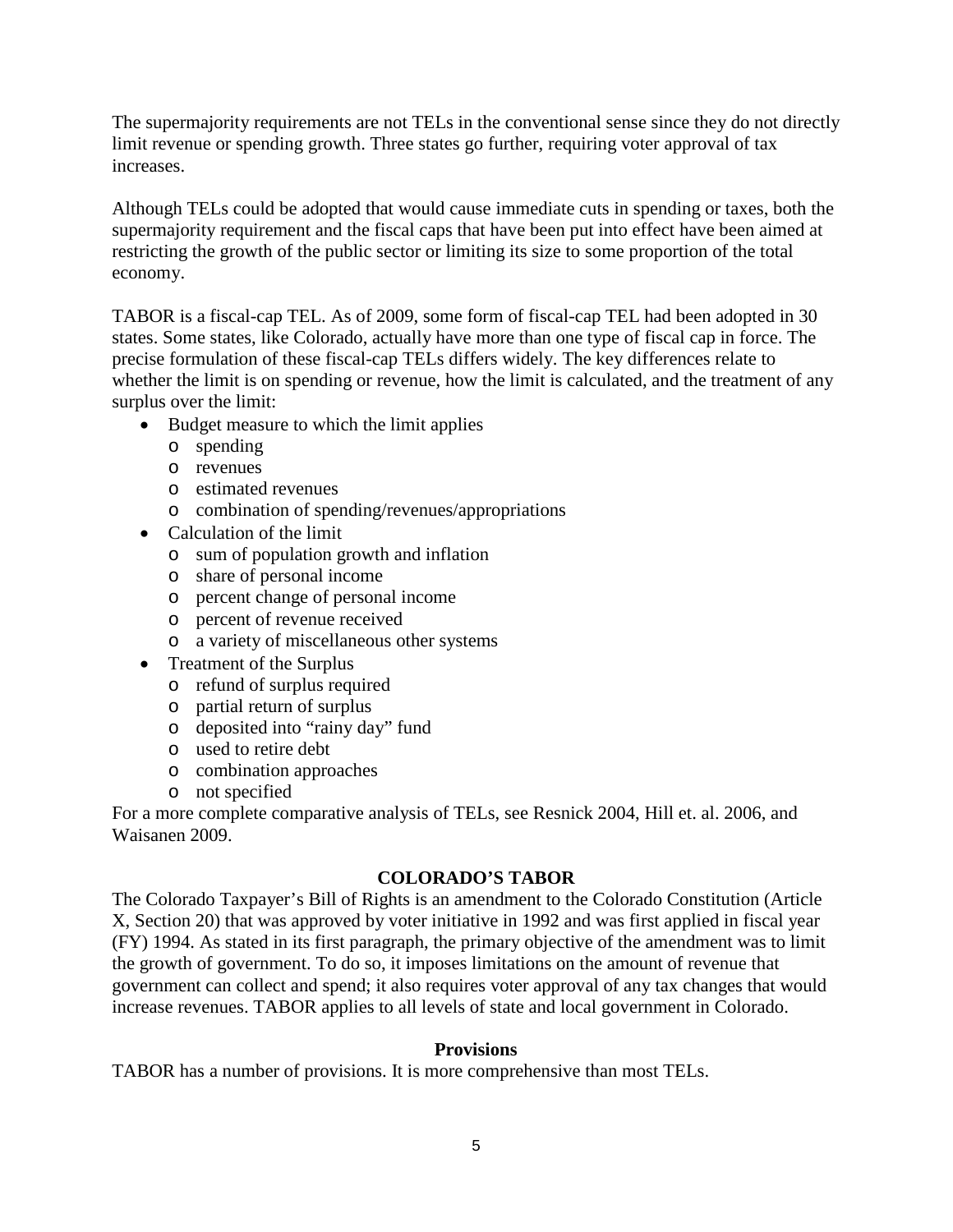The supermajority requirements are not TELs in the conventional sense since they do not directly limit revenue or spending growth. Three states go further, requiring voter approval of tax increases.

Although TELs could be adopted that would cause immediate cuts in spending or taxes, both the supermajority requirement and the fiscal caps that have been put into effect have been aimed at restricting the growth of the public sector or limiting its size to some proportion of the total economy.

TABOR is a fiscal-cap TEL. As of 2009, some form of fiscal-cap TEL had been adopted in 30 states. Some states, like Colorado, actually have more than one type of fiscal cap in force. The precise formulation of these fiscal-cap TELs differs widely. The key differences relate to whether the limit is on spending or revenue, how the limit is calculated, and the treatment of any surplus over the limit:

- Budget measure to which the limit applies
  - spending
  - revenues
  - estimated revenues
  - combination of spending/revenues/appropriations
- Calculation of the limit
  - sum of population growth and inflation
  - share of personal income
  - percent change of personal income
  - percent of revenue received
  - a variety of miscellaneous other systems
- Treatment of the Surplus
  - refund of surplus required
  - partial return of surplus
  - deposited into "rainy day" fund
  - used to retire debt
  - combination approaches
  - not specified

For a more complete comparative analysis of TELs, see Resnick 2004, Hill et. al. 2006, and Waisanen 2009.

## COLORADO'S TABOR

The Colorado Taxpayer's Bill of Rights is an amendment to the Colorado Constitution (Article X, Section 20) that was approved by voter initiative in 1992 and was first applied in fiscal year (FY) 1994. As stated in its first paragraph, the primary objective of the amendment was to limit the growth of government. To do so, it imposes limitations on the amount of revenue that government can collect and spend; it also requires voter approval of any tax changes that would increase revenues. TABOR applies to all levels of state and local government in Colorado.

### Provisions

TABOR has a number of provisions. It is more comprehensive than most TELs.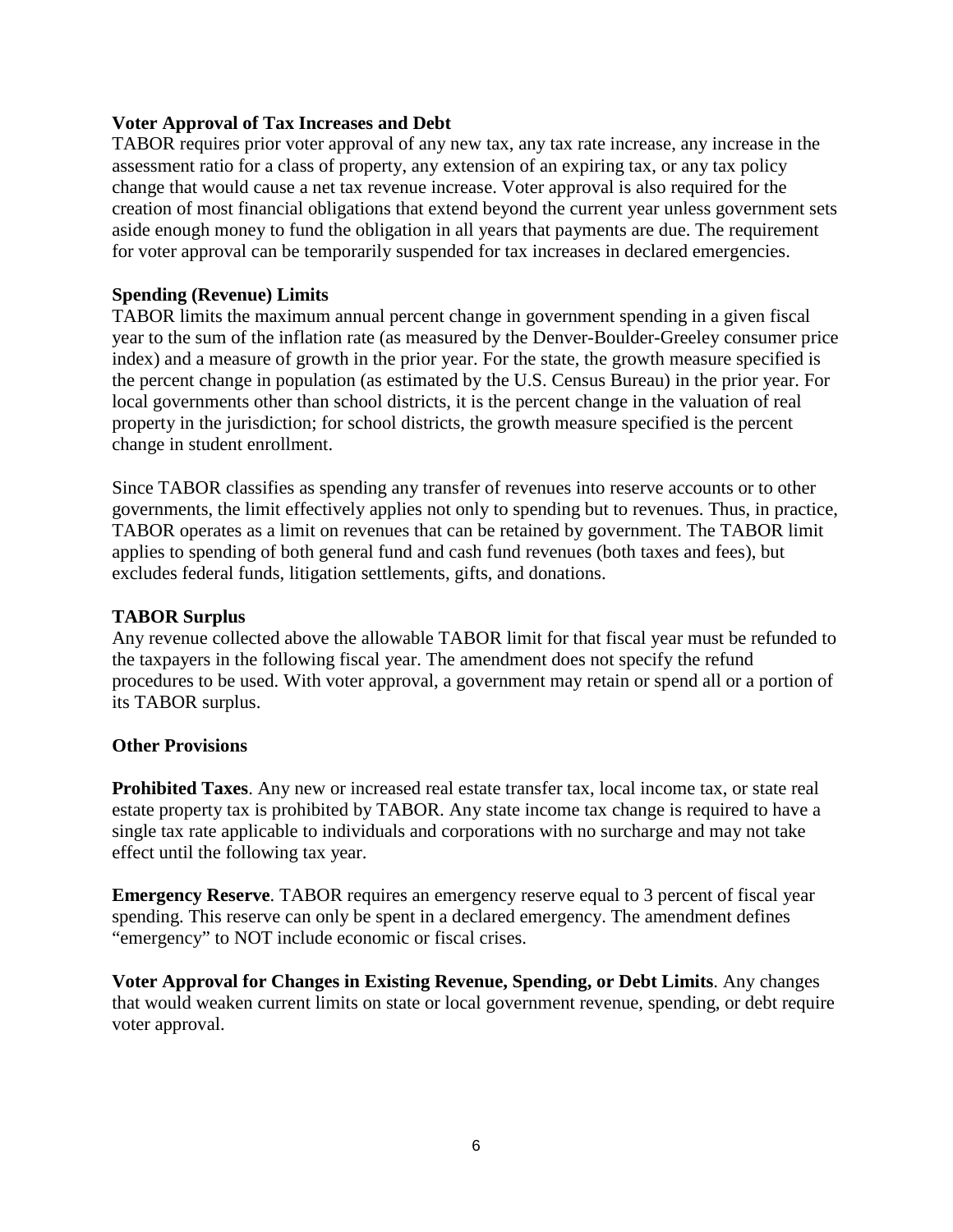### Voter Approval of Tax Increases and Debt

TABOR requires prior voter approval of any new tax, any tax rate increase, any increase in the assessment ratio for a class of property, any extension of an expiring tax, or any tax policy change that would cause a net tax revenue increase. Voter approval is also required for the creation of most financial obligations that extend beyond the current year unless government sets aside enough money to fund the obligation in all years that payments are due. The requirement for voter approval can be temporarily suspended for tax increases in declared emergencies.

### Spending (Revenue) Limits

TABOR limits the maximum annual percent change in government spending in a given fiscal year to the sum of the inflation rate (as measured by the Denver-Boulder-Greeley consumer price index) and a measure of growth in the prior year. For the state, the growth measure specified is the percent change in population (as estimated by the U.S. Census Bureau) in the prior year. For local governments other than school districts, it is the percent change in the valuation of real property in the jurisdiction; for school districts, the growth measure specified is the percent change in student enrollment.

Since TABOR classifies as spending any transfer of revenues into reserve accounts or to other governments, the limit effectively applies not only to spending but to revenues. Thus, in practice, TABOR operates as a limit on revenues that can be retained by government. The TABOR limit applies to spending of both general fund and cash fund revenues (both taxes and fees), but excludes federal funds, litigation settlements, gifts, and donations.

### TABOR Surplus

Any revenue collected above the allowable TABOR limit for that fiscal year must be refunded to the taxpayers in the following fiscal year. The amendment does not specify the refund procedures to be used. With voter approval, a government may retain or spend all or a portion of its TABOR surplus.

### Other Provisions

**Prohibited Taxes**. Any new or increased real estate transfer tax, local income tax, or state real estate property tax is prohibited by TABOR. Any state income tax change is required to have a single tax rate applicable to individuals and corporations with no surcharge and may not take effect until the following tax year.

**Emergency Reserve**. TABOR requires an emergency reserve equal to 3 percent of fiscal year spending. This reserve can only be spent in a declared emergency. The amendment defines "emergency" to NOT include economic or fiscal crises.

**Voter Approval for Changes in Existing Revenue, Spending, or Debt Limits**. Any changes that would weaken current limits on state or local government revenue, spending, or debt require voter approval.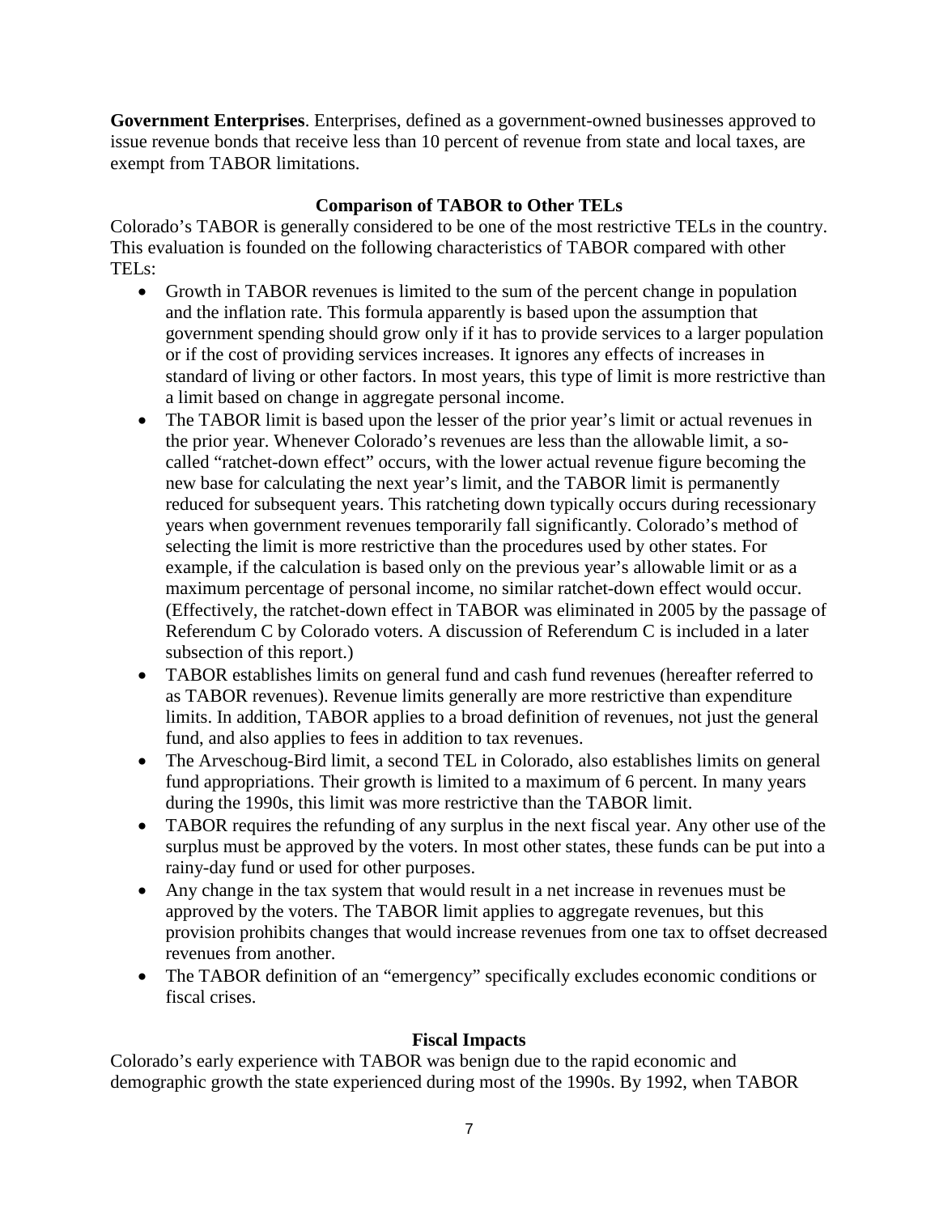**Government Enterprises**. Enterprises, defined as a government-owned businesses approved to issue revenue bonds that receive less than 10 percent of revenue from state and local taxes, are exempt from TABOR limitations.

### Comparison of TABOR to Other TELs

Colorado's TABOR is generally considered to be one of the most restrictive TELs in the country. This evaluation is founded on the following characteristics of TABOR compared with other TELs:

- Growth in TABOR revenues is limited to the sum of the percent change in population and the inflation rate. This formula apparently is based upon the assumption that government spending should grow only if it has to provide services to a larger population or if the cost of providing services increases. It ignores any effects of increases in standard of living or other factors. In most years, this type of limit is more restrictive than a limit based on change in aggregate personal income.
- The TABOR limit is based upon the lesser of the prior year's limit or actual revenues in the prior year. Whenever Colorado's revenues are less than the allowable limit, a so-called "ratchet-down effect" occurs, with the lower actual revenue figure becoming the new base for calculating the next year's limit, and the TABOR limit is permanently reduced for subsequent years. This ratcheting down typically occurs during recessionary years when government revenues temporarily fall significantly. Colorado's method of selecting the limit is more restrictive than the procedures used by other states. For example, if the calculation is based only on the previous year's allowable limit or as a maximum percentage of personal income, no similar ratchet-down effect would occur. (Effectively, the ratchet-down effect in TABOR was eliminated in 2005 by the passage of Referendum C by Colorado voters. A discussion of Referendum C is included in a later subsection of this report.)
- TABOR establishes limits on general fund and cash fund revenues (hereafter referred to as TABOR revenues). Revenue limits generally are more restrictive than expenditure limits. In addition, TABOR applies to a broad definition of revenues, not just the general fund, and also applies to fees in addition to tax revenues.
- The Arveschoug-Bird limit, a second TEL in Colorado, also establishes limits on general fund appropriations. Their growth is limited to a maximum of 6 percent. In many years during the 1990s, this limit was more restrictive than the TABOR limit.
- TABOR requires the refunding of any surplus in the next fiscal year. Any other use of the surplus must be approved by the voters. In most other states, these funds can be put into a rainy-day fund or used for other purposes.
- Any change in the tax system that would result in a net increase in revenues must be approved by the voters. The TABOR limit applies to aggregate revenues, but this provision prohibits changes that would increase revenues from one tax to offset decreased revenues from another.
- The TABOR definition of an "emergency" specifically excludes economic conditions or fiscal crises.

### Fiscal Impacts

Colorado's early experience with TABOR was benign due to the rapid economic and demographic growth the state experienced during most of the 1990s. By 1992, when TABOR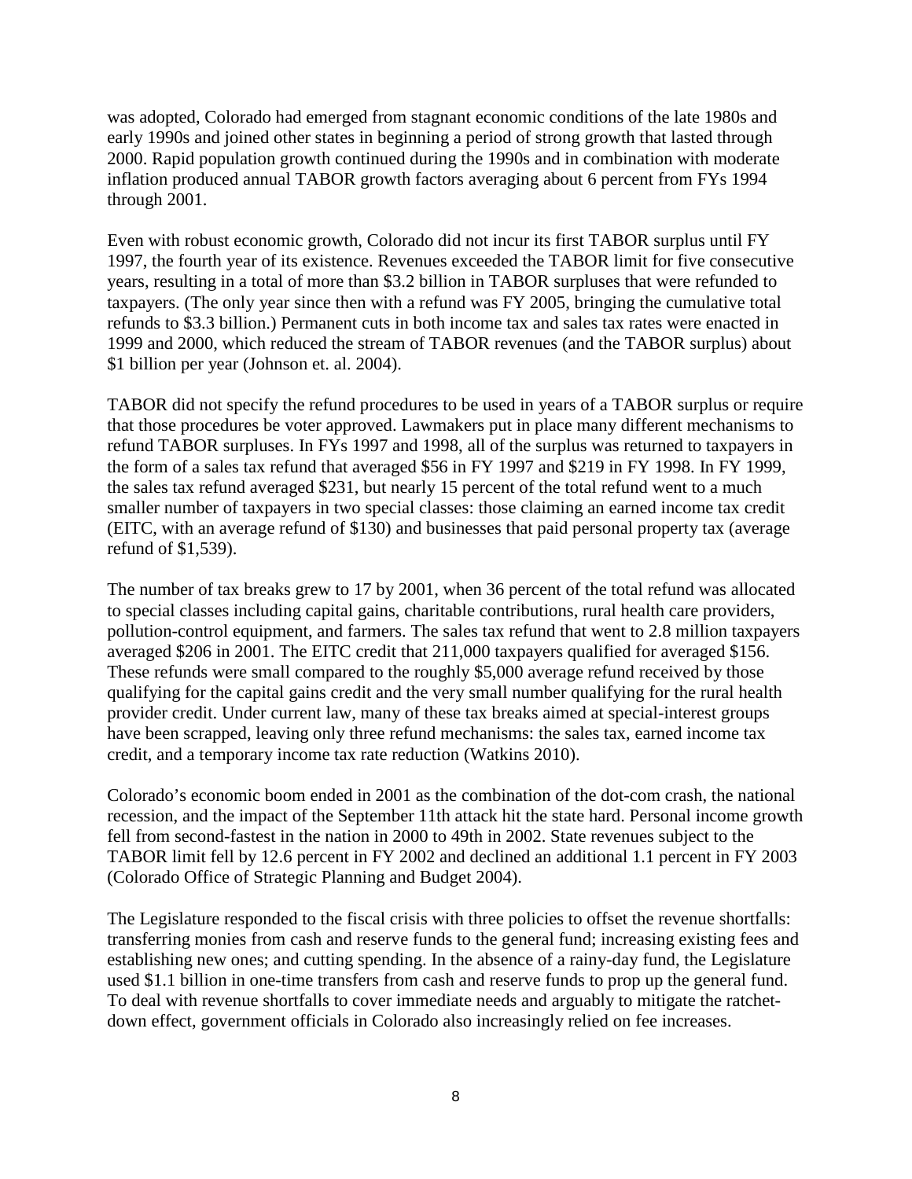was adopted, Colorado had emerged from stagnant economic conditions of the late 1980s and early 1990s and joined other states in beginning a period of strong growth that lasted through 2000. Rapid population growth continued during the 1990s and in combination with moderate inflation produced annual TABOR growth factors averaging about 6 percent from FYs 1994 through 2001.

Even with robust economic growth, Colorado did not incur its first TABOR surplus until FY 1997, the fourth year of its existence. Revenues exceeded the TABOR limit for five consecutive years, resulting in a total of more than $3.2 billion in TABOR surpluses that were refunded to taxpayers. (The only year since then with a refund was FY 2005, bringing the cumulative total refunds to $3.3 billion.) Permanent cuts in both income tax and sales tax rates were enacted in 1999 and 2000, which reduced the stream of TABOR revenues (and the TABOR surplus) about $1 billion per year (Johnson et. al. 2004).

TABOR did not specify the refund procedures to be used in years of a TABOR surplus or require that those procedures be voter approved. Lawmakers put in place many different mechanisms to refund TABOR surpluses. In FYs 1997 and 1998, all of the surplus was returned to taxpayers in the form of a sales tax refund that averaged $56 in FY 1997 and $219 in FY 1998. In FY 1999, the sales tax refund averaged $231, but nearly 15 percent of the total refund went to a much smaller number of taxpayers in two special classes: those claiming an earned income tax credit (EITC, with an average refund of $130) and businesses that paid personal property tax (average refund of $1,539).

The number of tax breaks grew to 17 by 2001, when 36 percent of the total refund was allocated to special classes including capital gains, charitable contributions, rural health care providers, pollution-control equipment, and farmers. The sales tax refund that went to 2.8 million taxpayers averaged $206 in 2001. The EITC credit that 211,000 taxpayers qualified for averaged $156. These refunds were small compared to the roughly $5,000 average refund received by those qualifying for the capital gains credit and the very small number qualifying for the rural health provider credit. Under current law, many of these tax breaks aimed at special-interest groups have been scrapped, leaving only three refund mechanisms: the sales tax, earned income tax credit, and a temporary income tax rate reduction (Watkins 2010).

Colorado's economic boom ended in 2001 as the combination of the dot-com crash, the national recession, and the impact of the September 11th attack hit the state hard. Personal income growth fell from second-fastest in the nation in 2000 to 49th in 2002. State revenues subject to the TABOR limit fell by 12.6 percent in FY 2002 and declined an additional 1.1 percent in FY 2003 (Colorado Office of Strategic Planning and Budget 2004).

The Legislature responded to the fiscal crisis with three policies to offset the revenue shortfalls: transferring monies from cash and reserve funds to the general fund; increasing existing fees and establishing new ones; and cutting spending. In the absence of a rainy-day fund, the Legislature used $1.1 billion in one-time transfers from cash and reserve funds to prop up the general fund. To deal with revenue shortfalls to cover immediate needs and arguably to mitigate the ratchet-down effect, government officials in Colorado also increasingly relied on fee increases.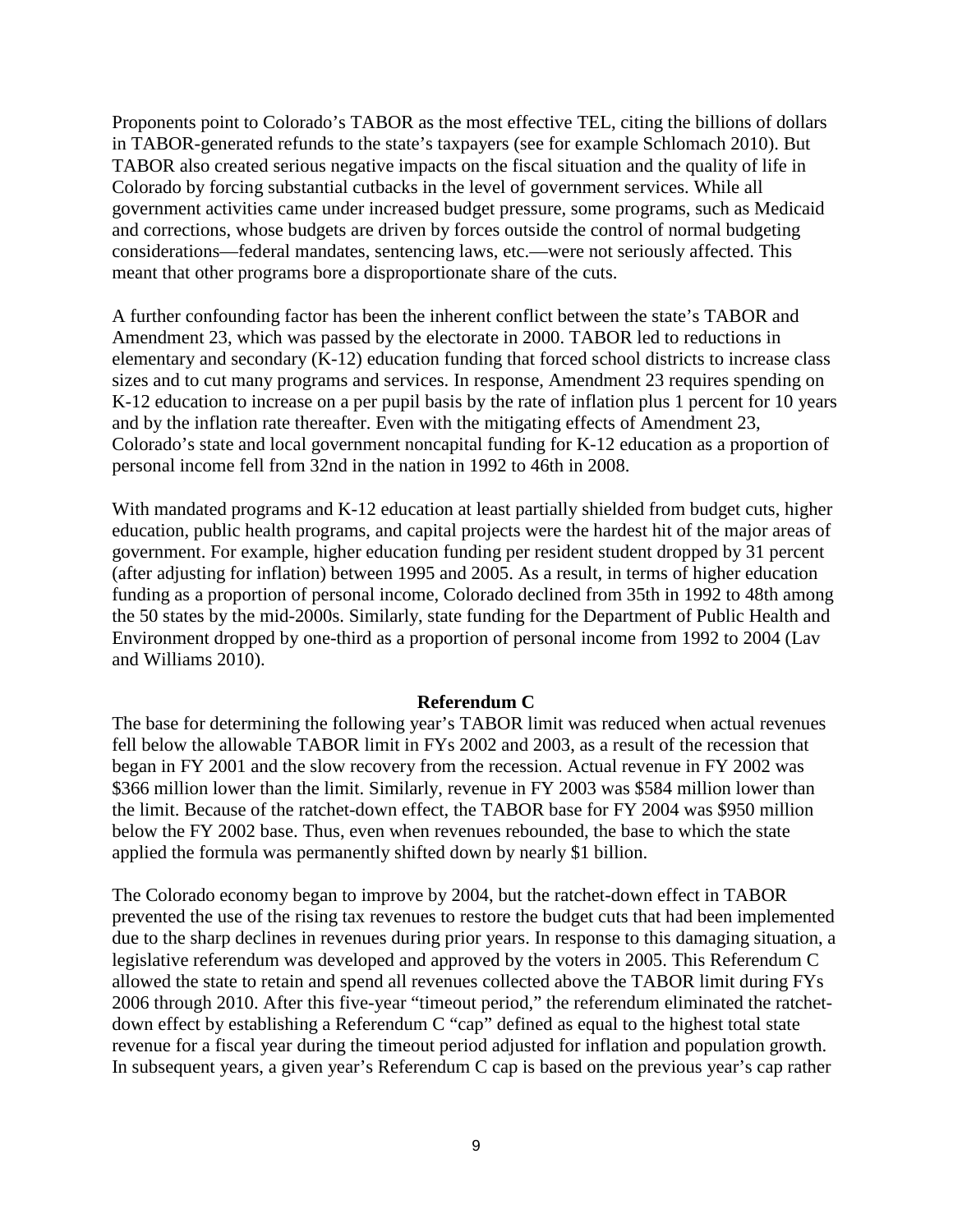Proponents point to Colorado's TABOR as the most effective TEL, citing the billions of dollars in TABOR-generated refunds to the state's taxpayers (see for example Schlomach 2010). But TABOR also created serious negative impacts on the fiscal situation and the quality of life in Colorado by forcing substantial cutbacks in the level of government services. While all government activities came under increased budget pressure, some programs, such as Medicaid and corrections, whose budgets are driven by forces outside the control of normal budgeting considerations—federal mandates, sentencing laws, etc.—were not seriously affected. This meant that other programs bore a disproportionate share of the cuts.

A further confounding factor has been the inherent conflict between the state's TABOR and Amendment 23, which was passed by the electorate in 2000. TABOR led to reductions in elementary and secondary (K-12) education funding that forced school districts to increase class sizes and to cut many programs and services. In response, Amendment 23 requires spending on K-12 education to increase on a per pupil basis by the rate of inflation plus 1 percent for 10 years and by the inflation rate thereafter. Even with the mitigating effects of Amendment 23, Colorado's state and local government noncapital funding for K-12 education as a proportion of personal income fell from 32nd in the nation in 1992 to 46th in 2008.

With mandated programs and K-12 education at least partially shielded from budget cuts, higher education, public health programs, and capital projects were the hardest hit of the major areas of government. For example, higher education funding per resident student dropped by 31 percent (after adjusting for inflation) between 1995 and 2005. As a result, in terms of higher education funding as a proportion of personal income, Colorado declined from 35th in 1992 to 48th among the 50 states by the mid-2000s. Similarly, state funding for the Department of Public Health and Environment dropped by one-third as a proportion of personal income from 1992 to 2004 (Lav and Williams 2010).

### Referendum C

The base for determining the following year's TABOR limit was reduced when actual revenues fell below the allowable TABOR limit in FYs 2002 and 2003, as a result of the recession that began in FY 2001 and the slow recovery from the recession. Actual revenue in FY 2002 was $366 million lower than the limit. Similarly, revenue in FY 2003 was $584 million lower than the limit. Because of the ratchet-down effect, the TABOR base for FY 2004 was $950 million below the FY 2002 base. Thus, even when revenues rebounded, the base to which the state applied the formula was permanently shifted down by nearly $1 billion.

The Colorado economy began to improve by 2004, but the ratchet-down effect in TABOR prevented the use of the rising tax revenues to restore the budget cuts that had been implemented due to the sharp declines in revenues during prior years. In response to this damaging situation, a legislative referendum was developed and approved by the voters in 2005. This Referendum C allowed the state to retain and spend all revenues collected above the TABOR limit during FYs 2006 through 2010. After this five-year "timeout period," the referendum eliminated the ratchet-down effect by establishing a Referendum C "cap" defined as equal to the highest total state revenue for a fiscal year during the timeout period adjusted for inflation and population growth. In subsequent years, a given year's Referendum C cap is based on the previous year's cap rather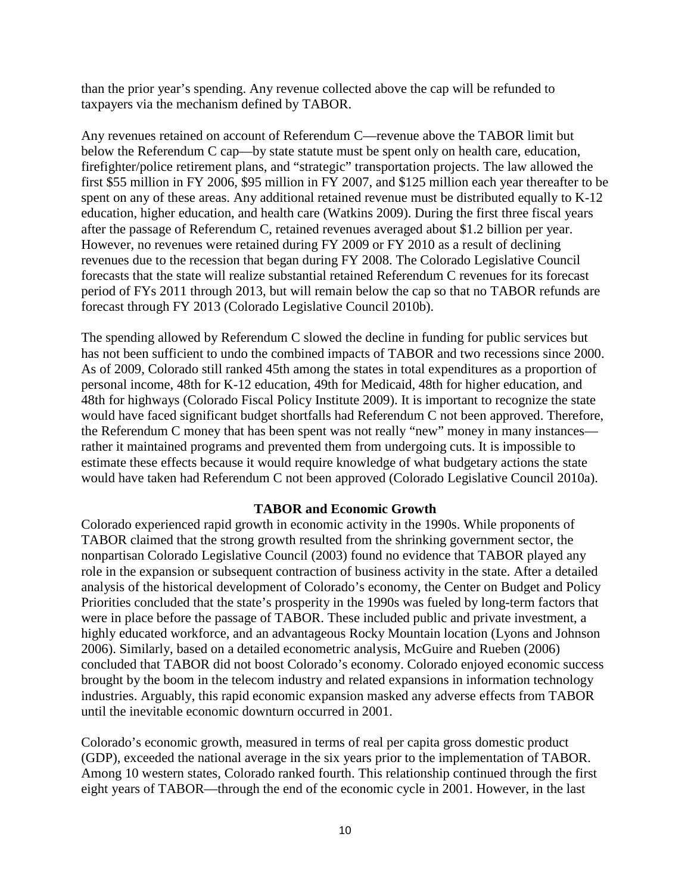than the prior year's spending. Any revenue collected above the cap will be refunded to taxpayers via the mechanism defined by TABOR.

Any revenues retained on account of Referendum C—revenue above the TABOR limit but below the Referendum C cap—by state statute must be spent only on health care, education, firefighter/police retirement plans, and "strategic" transportation projects. The law allowed the first $55 million in FY 2006, $95 million in FY 2007, and $125 million each year thereafter to be spent on any of these areas. Any additional retained revenue must be distributed equally to K-12 education, higher education, and health care (Watkins 2009). During the first three fiscal years after the passage of Referendum C, retained revenues averaged about $1.2 billion per year. However, no revenues were retained during FY 2009 or FY 2010 as a result of declining revenues due to the recession that began during FY 2008. The Colorado Legislative Council forecasts that the state will realize substantial retained Referendum C revenues for its forecast period of FYs 2011 through 2013, but will remain below the cap so that no TABOR refunds are forecast through FY 2013 (Colorado Legislative Council 2010b).

The spending allowed by Referendum C slowed the decline in funding for public services but has not been sufficient to undo the combined impacts of TABOR and two recessions since 2000. As of 2009, Colorado still ranked 45th among the states in total expenditures as a proportion of personal income, 48th for K-12 education, 49th for Medicaid, 48th for higher education, and 48th for highways (Colorado Fiscal Policy Institute 2009). It is important to recognize the state would have faced significant budget shortfalls had Referendum C not been approved. Therefore, the Referendum C money that has been spent was not really "new" money in many instances—rather it maintained programs and prevented them from undergoing cuts. It is impossible to estimate these effects because it would require knowledge of what budgetary actions the state would have taken had Referendum C not been approved (Colorado Legislative Council 2010a).

## TABOR and Economic Growth

Colorado experienced rapid growth in economic activity in the 1990s. While proponents of TABOR claimed that the strong growth resulted from the shrinking government sector, the nonpartisan Colorado Legislative Council (2003) found no evidence that TABOR played any role in the expansion or subsequent contraction of business activity in the state. After a detailed analysis of the historical development of Colorado's economy, the Center on Budget and Policy Priorities concluded that the state's prosperity in the 1990s was fueled by long-term factors that were in place before the passage of TABOR. These included public and private investment, a highly educated workforce, and an advantageous Rocky Mountain location (Lyons and Johnson 2006). Similarly, based on a detailed econometric analysis, McGuire and Rueben (2006) concluded that TABOR did not boost Colorado's economy. Colorado enjoyed economic success brought by the boom in the telecom industry and related expansions in information technology industries. Arguably, this rapid economic expansion masked any adverse effects from TABOR until the inevitable economic downturn occurred in 2001.

Colorado's economic growth, measured in terms of real per capita gross domestic product (GDP), exceeded the national average in the six years prior to the implementation of TABOR. Among 10 western states, Colorado ranked fourth. This relationship continued through the first eight years of TABOR—through the end of the economic cycle in 2001. However, in the last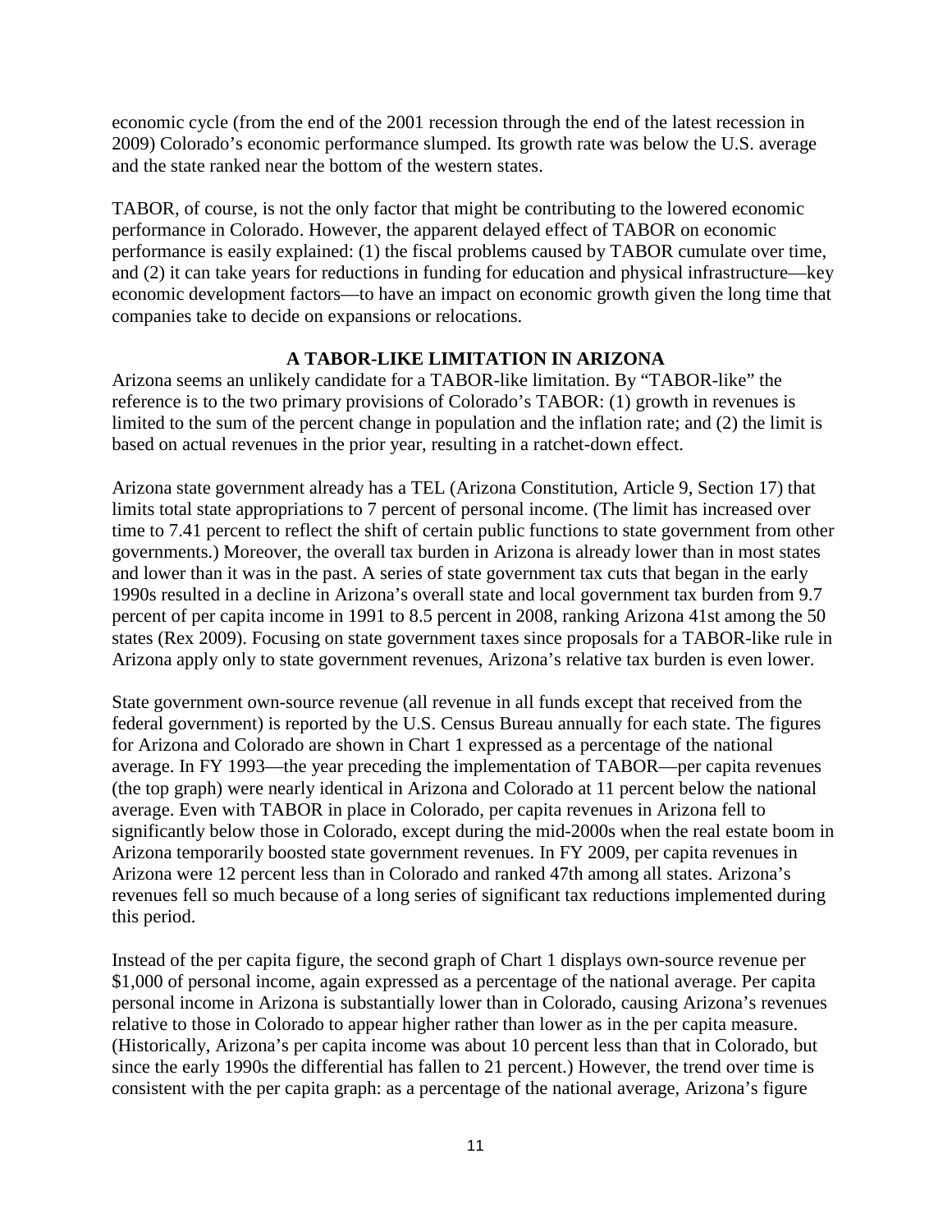economic cycle (from the end of the 2001 recession through the end of the latest recession in 2009) Colorado's economic performance slumped. Its growth rate was below the U.S. average and the state ranked near the bottom of the western states.

TABOR, of course, is not the only factor that might be contributing to the lowered economic performance in Colorado. However, the apparent delayed effect of TABOR on economic performance is easily explained: (1) the fiscal problems caused by TABOR cumulate over time, and (2) it can take years for reductions in funding for education and physical infrastructure—key economic development factors—to have an impact on economic growth given the long time that companies take to decide on expansions or relocations.

## A TABOR-LIKE LIMITATION IN ARIZONA

Arizona seems an unlikely candidate for a TABOR-like limitation. By "TABOR-like" the reference is to the two primary provisions of Colorado's TABOR: (1) growth in revenues is limited to the sum of the percent change in population and the inflation rate; and (2) the limit is based on actual revenues in the prior year, resulting in a ratchet-down effect.

Arizona state government already has a TEL (Arizona Constitution, Article 9, Section 17) that limits total state appropriations to 7 percent of personal income. (The limit has increased over time to 7.41 percent to reflect the shift of certain public functions to state government from other governments.) Moreover, the overall tax burden in Arizona is already lower than in most states and lower than it was in the past. A series of state government tax cuts that began in the early 1990s resulted in a decline in Arizona's overall state and local government tax burden from 9.7 percent of per capita income in 1991 to 8.5 percent in 2008, ranking Arizona 41st among the 50 states (Rex 2009). Focusing on state government taxes since proposals for a TABOR-like rule in Arizona apply only to state government revenues, Arizona's relative tax burden is even lower.

State government own-source revenue (all revenue in all funds except that received from the federal government) is reported by the U.S. Census Bureau annually for each state. The figures for Arizona and Colorado are shown in Chart 1 expressed as a percentage of the national average. In FY 1993—the year preceding the implementation of TABOR—per capita revenues (the top graph) were nearly identical in Arizona and Colorado at 11 percent below the national average. Even with TABOR in place in Colorado, per capita revenues in Arizona fell to significantly below those in Colorado, except during the mid-2000s when the real estate boom in Arizona temporarily boosted state government revenues. In FY 2009, per capita revenues in Arizona were 12 percent less than in Colorado and ranked 47th among all states. Arizona's revenues fell so much because of a long series of significant tax reductions implemented during this period.

Instead of the per capita figure, the second graph of Chart 1 displays own-source revenue per $1,000 of personal income, again expressed as a percentage of the national average. Per capita personal income in Arizona is substantially lower than in Colorado, causing Arizona's revenues relative to those in Colorado to appear higher rather than lower as in the per capita measure. (Historically, Arizona's per capita income was about 10 percent less than that in Colorado, but since the early 1990s the differential has fallen to 21 percent.) However, the trend over time is consistent with the per capita graph: as a percentage of the national average, Arizona's figure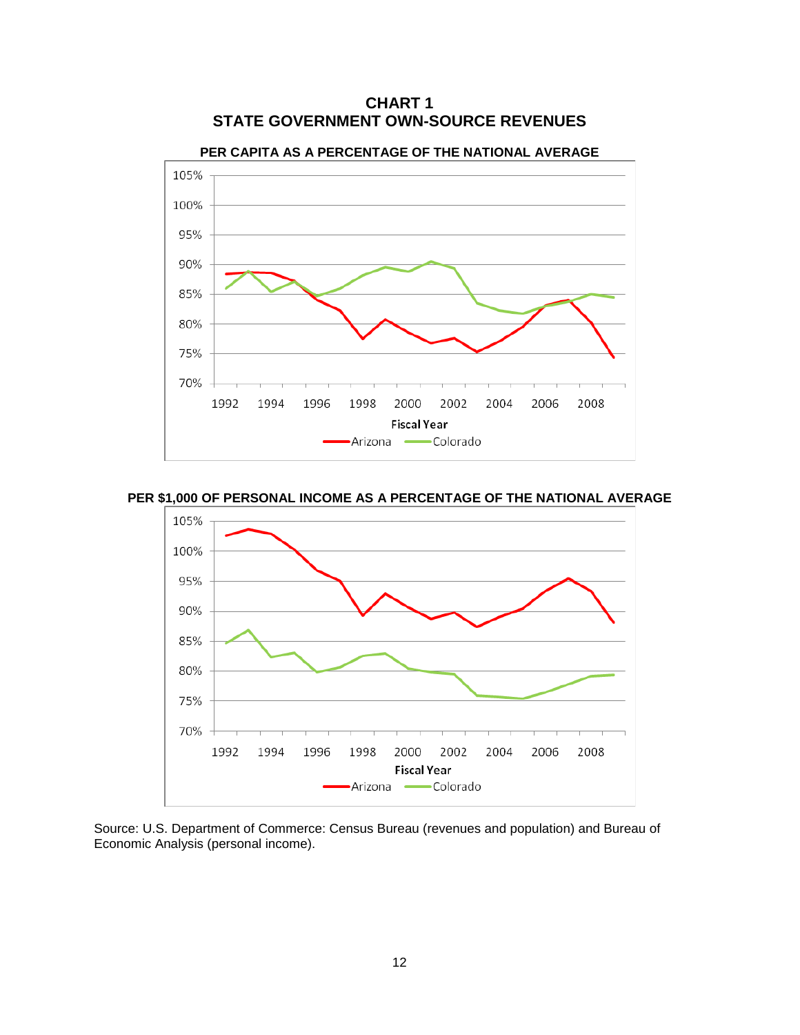## CHART 1
## STATE GOVERNMENT OWN-SOURCE REVENUES

**PER CAPITA AS A PERCENTAGE OF THE NATIONAL AVERAGE**

**PER $1,000 OF PERSONAL INCOME AS A PERCENTAGE OF THE NATIONAL AVERAGE**

Source: U.S. Department of Commerce: Census Bureau (revenues and population) and Bureau of Economic Analysis (personal income).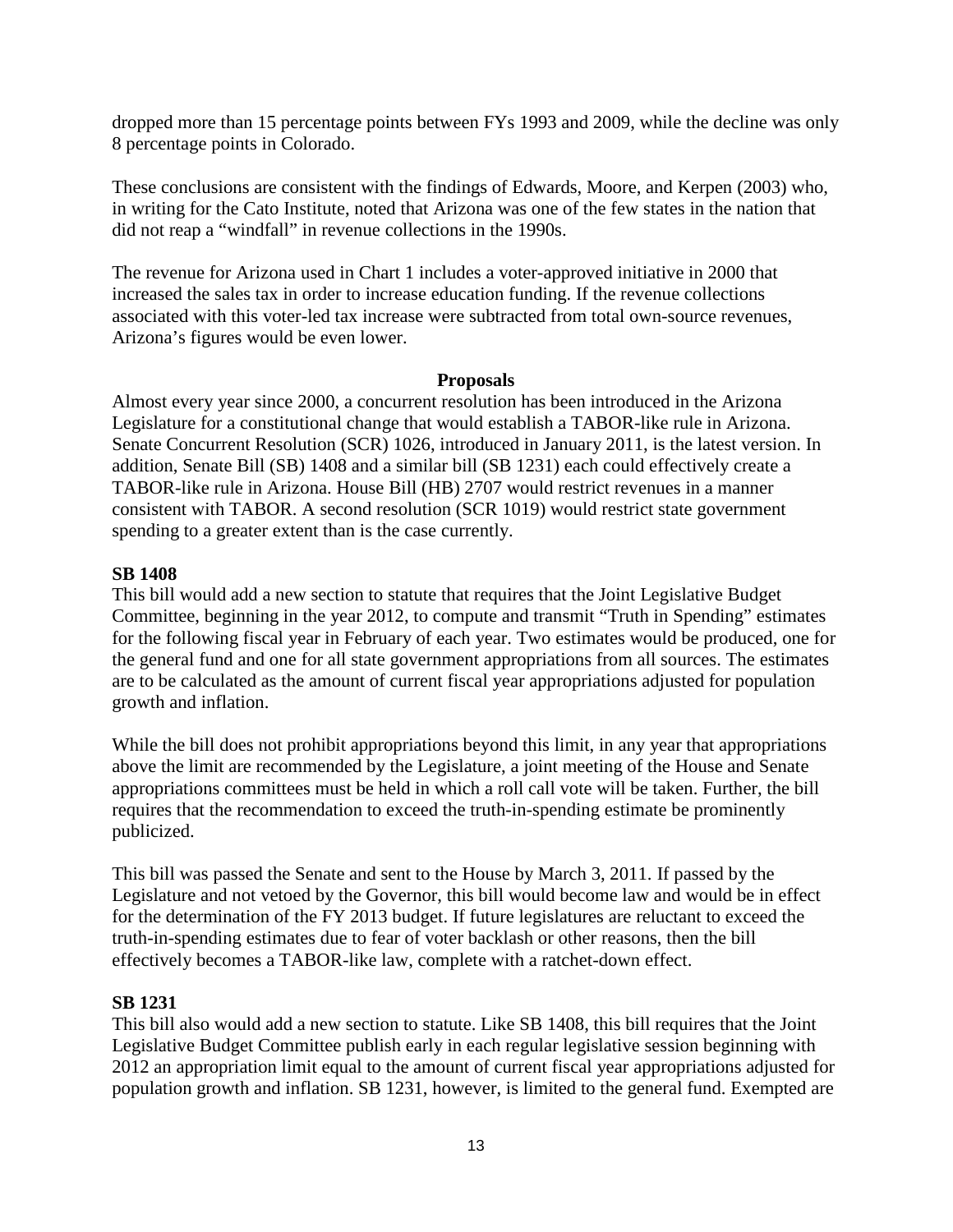dropped more than 15 percentage points between FYs 1993 and 2009, while the decline was only 8 percentage points in Colorado.

These conclusions are consistent with the findings of Edwards, Moore, and Kerpen (2003) who, in writing for the Cato Institute, noted that Arizona was one of the few states in the nation that did not reap a "windfall" in revenue collections in the 1990s.

The revenue for Arizona used in Chart 1 includes a voter-approved initiative in 2000 that increased the sales tax in order to increase education funding. If the revenue collections associated with this voter-led tax increase were subtracted from total own-source revenues, Arizona's figures would be even lower.

## Proposals

Almost every year since 2000, a concurrent resolution has been introduced in the Arizona Legislature for a constitutional change that would establish a TABOR-like rule in Arizona. Senate Concurrent Resolution (SCR) 1026, introduced in January 2011, is the latest version. In addition, Senate Bill (SB) 1408 and a similar bill (SB 1231) each could effectively create a TABOR-like rule in Arizona. House Bill (HB) 2707 would restrict revenues in a manner consistent with TABOR. A second resolution (SCR 1019) would restrict state government spending to a greater extent than is the case currently.

### SB 1408

This bill would add a new section to statute that requires that the Joint Legislative Budget Committee, beginning in the year 2012, to compute and transmit "Truth in Spending" estimates for the following fiscal year in February of each year. Two estimates would be produced, one for the general fund and one for all state government appropriations from all sources. The estimates are to be calculated as the amount of current fiscal year appropriations adjusted for population growth and inflation.

While the bill does not prohibit appropriations beyond this limit, in any year that appropriations above the limit are recommended by the Legislature, a joint meeting of the House and Senate appropriations committees must be held in which a roll call vote will be taken. Further, the bill requires that the recommendation to exceed the truth-in-spending estimate be prominently publicized.

This bill was passed the Senate and sent to the House by March 3, 2011. If passed by the Legislature and not vetoed by the Governor, this bill would become law and would be in effect for the determination of the FY 2013 budget. If future legislatures are reluctant to exceed the truth-in-spending estimates due to fear of voter backlash or other reasons, then the bill effectively becomes a TABOR-like law, complete with a ratchet-down effect.

### SB 1231

This bill also would add a new section to statute. Like SB 1408, this bill requires that the Joint Legislative Budget Committee publish early in each regular legislative session beginning with 2012 an appropriation limit equal to the amount of current fiscal year appropriations adjusted for population growth and inflation. SB 1231, however, is limited to the general fund. Exempted are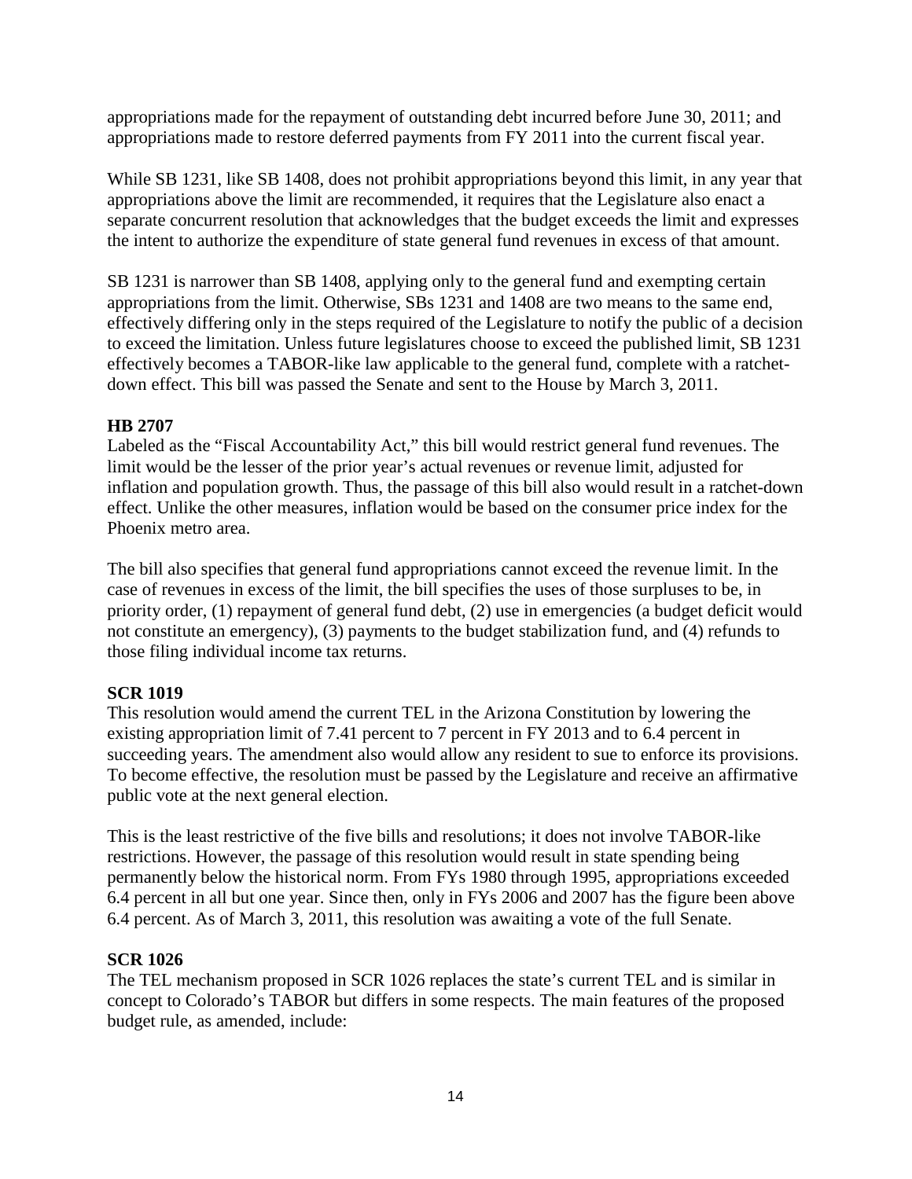appropriations made for the repayment of outstanding debt incurred before June 30, 2011; and appropriations made to restore deferred payments from FY 2011 into the current fiscal year.

While SB 1231, like SB 1408, does not prohibit appropriations beyond this limit, in any year that appropriations above the limit are recommended, it requires that the Legislature also enact a separate concurrent resolution that acknowledges that the budget exceeds the limit and expresses the intent to authorize the expenditure of state general fund revenues in excess of that amount.

SB 1231 is narrower than SB 1408, applying only to the general fund and exempting certain appropriations from the limit. Otherwise, SBs 1231 and 1408 are two means to the same end, effectively differing only in the steps required of the Legislature to notify the public of a decision to exceed the limitation. Unless future legislatures choose to exceed the published limit, SB 1231 effectively becomes a TABOR-like law applicable to the general fund, complete with a ratchet-down effect. This bill was passed the Senate and sent to the House by March 3, 2011.

**HB 2707**

Labeled as the "Fiscal Accountability Act," this bill would restrict general fund revenues. The limit would be the lesser of the prior year's actual revenues or revenue limit, adjusted for inflation and population growth. Thus, the passage of this bill also would result in a ratchet-down effect. Unlike the other measures, inflation would be based on the consumer price index for the Phoenix metro area.

The bill also specifies that general fund appropriations cannot exceed the revenue limit. In the case of revenues in excess of the limit, the bill specifies the uses of those surpluses to be, in priority order, (1) repayment of general fund debt, (2) use in emergencies (a budget deficit would not constitute an emergency), (3) payments to the budget stabilization fund, and (4) refunds to those filing individual income tax returns.

**SCR 1019**

This resolution would amend the current TEL in the Arizona Constitution by lowering the existing appropriation limit of 7.41 percent to 7 percent in FY 2013 and to 6.4 percent in succeeding years. The amendment also would allow any resident to sue to enforce its provisions. To become effective, the resolution must be passed by the Legislature and receive an affirmative public vote at the next general election.

This is the least restrictive of the five bills and resolutions; it does not involve TABOR-like restrictions. However, the passage of this resolution would result in state spending being permanently below the historical norm. From FYs 1980 through 1995, appropriations exceeded 6.4 percent in all but one year. Since then, only in FYs 2006 and 2007 has the figure been above 6.4 percent. As of March 3, 2011, this resolution was awaiting a vote of the full Senate.

**SCR 1026**

The TEL mechanism proposed in SCR 1026 replaces the state's current TEL and is similar in concept to Colorado's TABOR but differs in some respects. The main features of the proposed budget rule, as amended, include: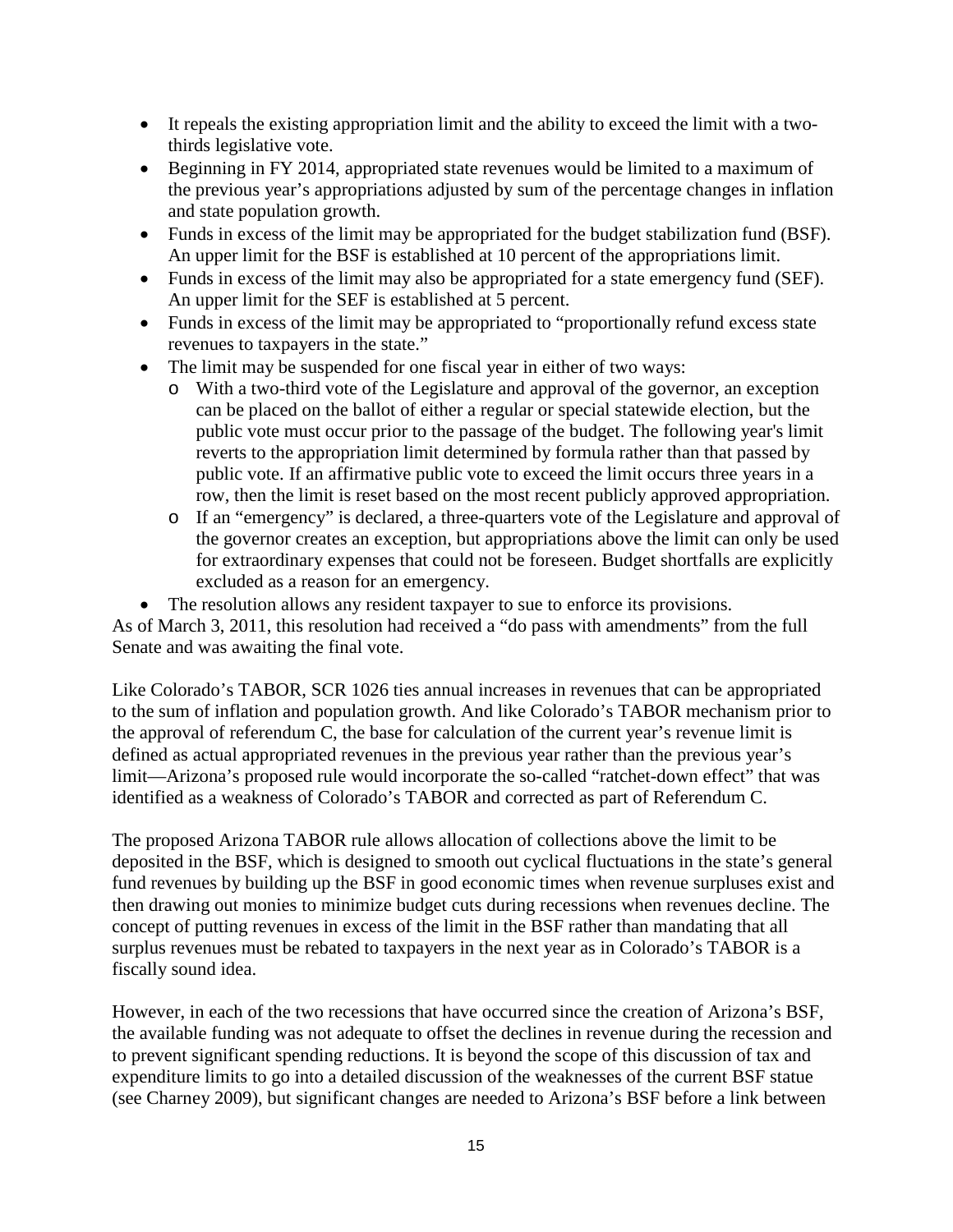- It repeals the existing appropriation limit and the ability to exceed the limit with a two-thirds legislative vote.
- Beginning in FY 2014, appropriated state revenues would be limited to a maximum of the previous year's appropriations adjusted by sum of the percentage changes in inflation and state population growth.
- Funds in excess of the limit may be appropriated for the budget stabilization fund (BSF). An upper limit for the BSF is established at 10 percent of the appropriations limit.
- Funds in excess of the limit may also be appropriated for a state emergency fund (SEF). An upper limit for the SEF is established at 5 percent.
- Funds in excess of the limit may be appropriated to "proportionally refund excess state revenues to taxpayers in the state."
- The limit may be suspended for one fiscal year in either of two ways:
    - With a two-third vote of the Legislature and approval of the governor, an exception can be placed on the ballot of either a regular or special statewide election, but the public vote must occur prior to the passage of the budget. The following year's limit reverts to the appropriation limit determined by formula rather than that passed by public vote. If an affirmative public vote to exceed the limit occurs three years in a row, then the limit is reset based on the most recent publicly approved appropriation.
    - If an "emergency" is declared, a three-quarters vote of the Legislature and approval of the governor creates an exception, but appropriations above the limit can only be used for extraordinary expenses that could not be foreseen. Budget shortfalls are explicitly excluded as a reason for an emergency.
- The resolution allows any resident taxpayer to sue to enforce its provisions.

As of March 3, 2011, this resolution had received a "do pass with amendments" from the full Senate and was awaiting the final vote.

Like Colorado's TABOR, SCR 1026 ties annual increases in revenues that can be appropriated to the sum of inflation and population growth. And like Colorado's TABOR mechanism prior to the approval of referendum C, the base for calculation of the current year's revenue limit is defined as actual appropriated revenues in the previous year rather than the previous year's limit—Arizona's proposed rule would incorporate the so-called "ratchet-down effect" that was identified as a weakness of Colorado's TABOR and corrected as part of Referendum C.

The proposed Arizona TABOR rule allows allocation of collections above the limit to be deposited in the BSF, which is designed to smooth out cyclical fluctuations in the state's general fund revenues by building up the BSF in good economic times when revenue surpluses exist and then drawing out monies to minimize budget cuts during recessions when revenues decline. The concept of putting revenues in excess of the limit in the BSF rather than mandating that all surplus revenues must be rebated to taxpayers in the next year as in Colorado's TABOR is a fiscally sound idea.

However, in each of the two recessions that have occurred since the creation of Arizona's BSF, the available funding was not adequate to offset the declines in revenue during the recession and to prevent significant spending reductions. It is beyond the scope of this discussion of tax and expenditure limits to go into a detailed discussion of the weaknesses of the current BSF statue (see Charney 2009), but significant changes are needed to Arizona's BSF before a link between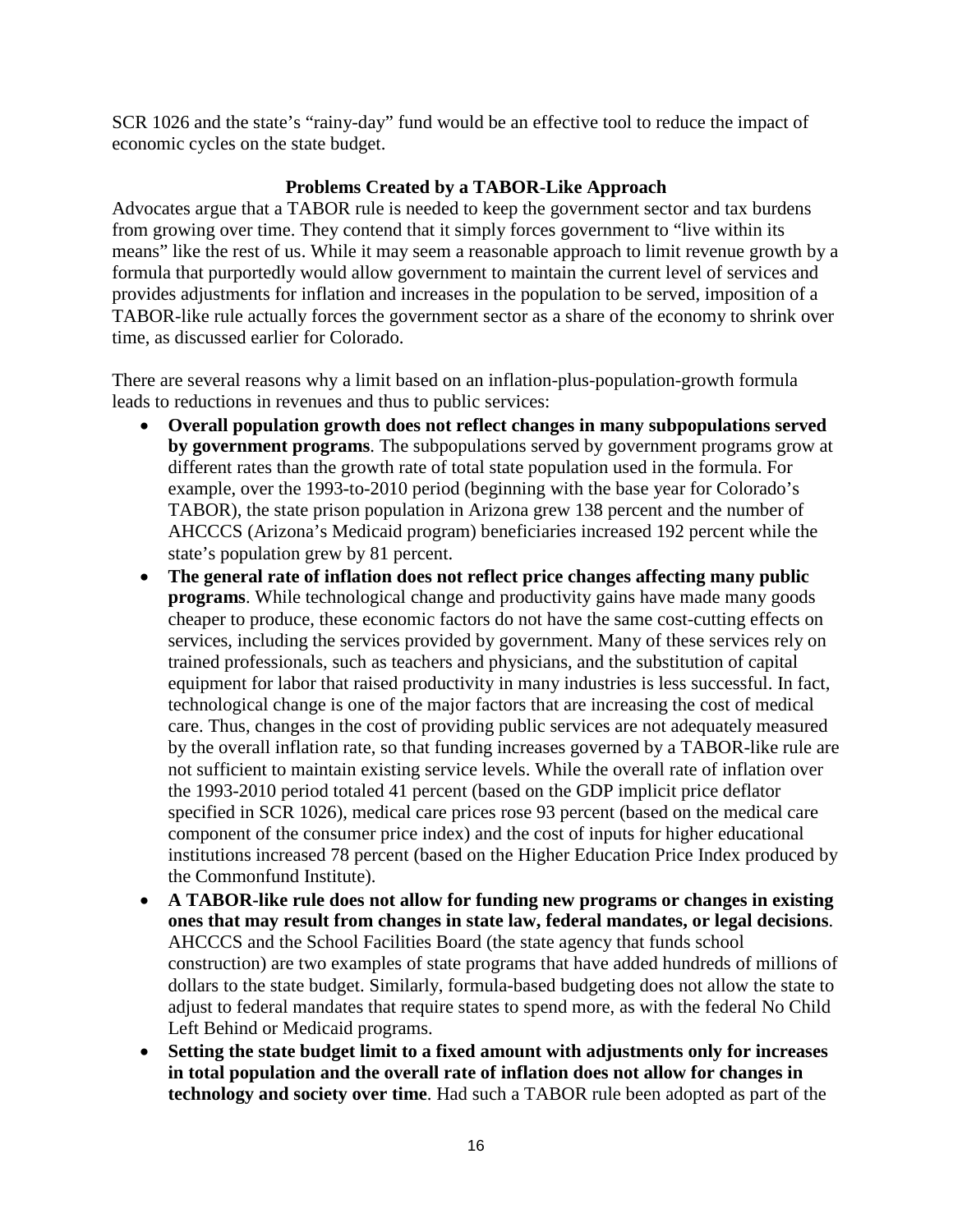SCR 1026 and the state's "rainy-day" fund would be an effective tool to reduce the impact of economic cycles on the state budget.

### Problems Created by a TABOR-Like Approach

Advocates argue that a TABOR rule is needed to keep the government sector and tax burdens from growing over time. They contend that it simply forces government to "live within its means" like the rest of us. While it may seem a reasonable approach to limit revenue growth by a formula that purportedly would allow government to maintain the current level of services and provides adjustments for inflation and increases in the population to be served, imposition of a TABOR-like rule actually forces the government sector as a share of the economy to shrink over time, as discussed earlier for Colorado.

There are several reasons why a limit based on an inflation-plus-population-growth formula leads to reductions in revenues and thus to public services:

- **Overall population growth does not reflect changes in many subpopulations served by government programs**. The subpopulations served by government programs grow at different rates than the growth rate of total state population used in the formula. For example, over the 1993-to-2010 period (beginning with the base year for Colorado's TABOR), the state prison population in Arizona grew 138 percent and the number of AHCCCS (Arizona's Medicaid program) beneficiaries increased 192 percent while the state's population grew by 81 percent.
- **The general rate of inflation does not reflect price changes affecting many public programs**. While technological change and productivity gains have made many goods cheaper to produce, these economic factors do not have the same cost-cutting effects on services, including the services provided by government. Many of these services rely on trained professionals, such as teachers and physicians, and the substitution of capital equipment for labor that raised productivity in many industries is less successful. In fact, technological change is one of the major factors that are increasing the cost of medical care. Thus, changes in the cost of providing public services are not adequately measured by the overall inflation rate, so that funding increases governed by a TABOR-like rule are not sufficient to maintain existing service levels. While the overall rate of inflation over the 1993-2010 period totaled 41 percent (based on the GDP implicit price deflator specified in SCR 1026), medical care prices rose 93 percent (based on the medical care component of the consumer price index) and the cost of inputs for higher educational institutions increased 78 percent (based on the Higher Education Price Index produced by the Commonfund Institute).
- **A TABOR-like rule does not allow for funding new programs or changes in existing ones that may result from changes in state law, federal mandates, or legal decisions**. AHCCCS and the School Facilities Board (the state agency that funds school construction) are two examples of state programs that have added hundreds of millions of dollars to the state budget. Similarly, formula-based budgeting does not allow the state to adjust to federal mandates that require states to spend more, as with the federal No Child Left Behind or Medicaid programs.
- **Setting the state budget limit to a fixed amount with adjustments only for increases in total population and the overall rate of inflation does not allow for changes in technology and society over time**. Had such a TABOR rule been adopted as part of the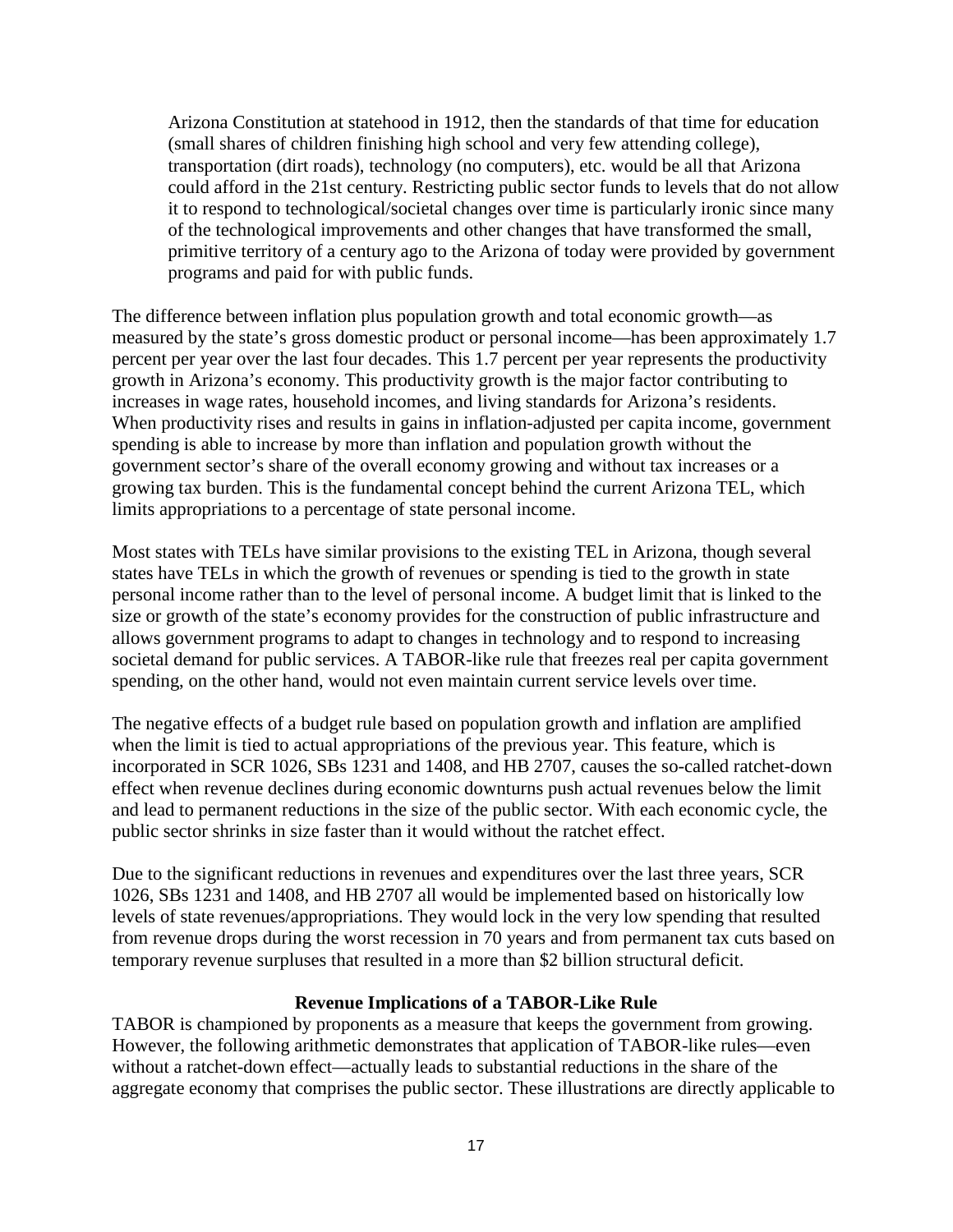> Arizona Constitution at statehood in 1912, then the standards of that time for education (small shares of children finishing high school and very few attending college), transportation (dirt roads), technology (no computers), etc. would be all that Arizona could afford in the 21st century. Restricting public sector funds to levels that do not allow it to respond to technological/societal changes over time is particularly ironic since many of the technological improvements and other changes that have transformed the small, primitive territory of a century ago to the Arizona of today were provided by government programs and paid for with public funds.

The difference between inflation plus population growth and total economic growth—as measured by the state's gross domestic product or personal income—has been approximately 1.7 percent per year over the last four decades. This 1.7 percent per year represents the productivity growth in Arizona's economy. This productivity growth is the major factor contributing to increases in wage rates, household incomes, and living standards for Arizona's residents. When productivity rises and results in gains in inflation-adjusted per capita income, government spending is able to increase by more than inflation and population growth without the government sector's share of the overall economy growing and without tax increases or a growing tax burden. This is the fundamental concept behind the current Arizona TEL, which limits appropriations to a percentage of state personal income.

Most states with TELs have similar provisions to the existing TEL in Arizona, though several states have TELs in which the growth of revenues or spending is tied to the growth in state personal income rather than to the level of personal income. A budget limit that is linked to the size or growth of the state's economy provides for the construction of public infrastructure and allows government programs to adapt to changes in technology and to respond to increasing societal demand for public services. A TABOR-like rule that freezes real per capita government spending, on the other hand, would not even maintain current service levels over time.

The negative effects of a budget rule based on population growth and inflation are amplified when the limit is tied to actual appropriations of the previous year. This feature, which is incorporated in SCR 1026, SBs 1231 and 1408, and HB 2707, causes the so-called ratchet-down effect when revenue declines during economic downturns push actual revenues below the limit and lead to permanent reductions in the size of the public sector. With each economic cycle, the public sector shrinks in size faster than it would without the ratchet effect.

Due to the significant reductions in revenues and expenditures over the last three years, SCR 1026, SBs 1231 and 1408, and HB 2707 all would be implemented based on historically low levels of state revenues/appropriations. They would lock in the very low spending that resulted from revenue drops during the worst recession in 70 years and from permanent tax cuts based on temporary revenue surpluses that resulted in a more than $2 billion structural deficit.

### Revenue Implications of a TABOR-Like Rule

TABOR is championed by proponents as a measure that keeps the government from growing. However, the following arithmetic demonstrates that application of TABOR-like rules—even without a ratchet-down effect—actually leads to substantial reductions in the share of the aggregate economy that comprises the public sector. These illustrations are directly applicable to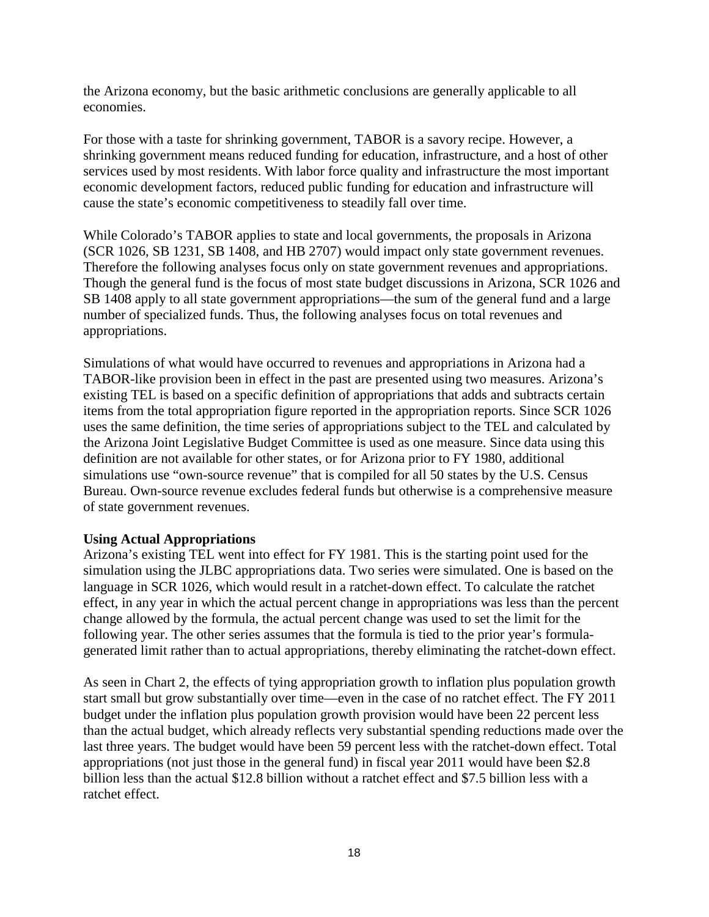the Arizona economy, but the basic arithmetic conclusions are generally applicable to all economies.

For those with a taste for shrinking government, TABOR is a savory recipe. However, a shrinking government means reduced funding for education, infrastructure, and a host of other services used by most residents. With labor force quality and infrastructure the most important economic development factors, reduced public funding for education and infrastructure will cause the state's economic competitiveness to steadily fall over time.

While Colorado's TABOR applies to state and local governments, the proposals in Arizona (SCR 1026, SB 1231, SB 1408, and HB 2707) would impact only state government revenues. Therefore the following analyses focus only on state government revenues and appropriations. Though the general fund is the focus of most state budget discussions in Arizona, SCR 1026 and SB 1408 apply to all state government appropriations—the sum of the general fund and a large number of specialized funds. Thus, the following analyses focus on total revenues and appropriations.

Simulations of what would have occurred to revenues and appropriations in Arizona had a TABOR-like provision been in effect in the past are presented using two measures. Arizona's existing TEL is based on a specific definition of appropriations that adds and subtracts certain items from the total appropriation figure reported in the appropriation reports. Since SCR 1026 uses the same definition, the time series of appropriations subject to the TEL and calculated by the Arizona Joint Legislative Budget Committee is used as one measure. Since data using this definition are not available for other states, or for Arizona prior to FY 1980, additional simulations use "own-source revenue" that is compiled for all 50 states by the U.S. Census Bureau. Own-source revenue excludes federal funds but otherwise is a comprehensive measure of state government revenues.

**Using Actual Appropriations**

Arizona's existing TEL went into effect for FY 1981. This is the starting point used for the simulation using the JLBC appropriations data. Two series were simulated. One is based on the language in SCR 1026, which would result in a ratchet-down effect. To calculate the ratchet effect, in any year in which the actual percent change in appropriations was less than the percent change allowed by the formula, the actual percent change was used to set the limit for the following year. The other series assumes that the formula is tied to the prior year's formula-generated limit rather than to actual appropriations, thereby eliminating the ratchet-down effect.

As seen in Chart 2, the effects of tying appropriation growth to inflation plus population growth start small but grow substantially over time—even in the case of no ratchet effect. The FY 2011 budget under the inflation plus population growth provision would have been 22 percent less than the actual budget, which already reflects very substantial spending reductions made over the last three years. The budget would have been 59 percent less with the ratchet-down effect. Total appropriations (not just those in the general fund) in fiscal year 2011 would have been $2.8 billion less than the actual $12.8 billion without a ratchet effect and $7.5 billion less with a ratchet effect.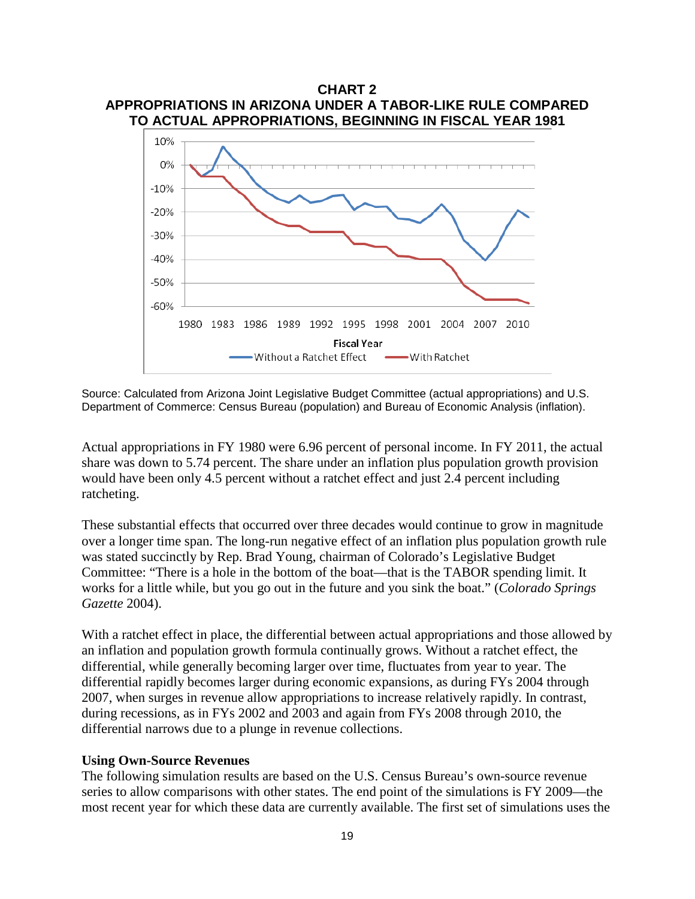**CHART 2**
**APPROPRIATIONS IN ARIZONA UNDER A TABOR-LIKE RULE COMPARED TO ACTUAL APPROPRIATIONS, BEGINNING IN FISCAL YEAR 1981**

Source: Calculated from Arizona Joint Legislative Budget Committee (actual appropriations) and U.S. Department of Commerce: Census Bureau (population) and Bureau of Economic Analysis (inflation).

Actual appropriations in FY 1980 were 6.96 percent of personal income. In FY 2011, the actual share was down to 5.74 percent. The share under an inflation plus population growth provision would have been only 4.5 percent without a ratchet effect and just 2.4 percent including ratcheting.

These substantial effects that occurred over three decades would continue to grow in magnitude over a longer time span. The long-run negative effect of an inflation plus population growth rule was stated succinctly by Rep. Brad Young, chairman of Colorado's Legislative Budget Committee: "There is a hole in the bottom of the boat—that is the TABOR spending limit. It works for a little while, but you go out in the future and you sink the boat." (*Colorado Springs Gazette* 2004).

With a ratchet effect in place, the differential between actual appropriations and those allowed by an inflation and population growth formula continually grows. Without a ratchet effect, the differential, while generally becoming larger over time, fluctuates from year to year. The differential rapidly becomes larger during economic expansions, as during FYs 2004 through 2007, when surges in revenue allow appropriations to increase relatively rapidly. In contrast, during recessions, as in FYs 2002 and 2003 and again from FYs 2008 through 2010, the differential narrows due to a plunge in revenue collections.

**Using Own-Source Revenues**

The following simulation results are based on the U.S. Census Bureau's own-source revenue series to allow comparisons with other states. The end point of the simulations is FY 2009—the most recent year for which these data are currently available. The first set of simulations uses the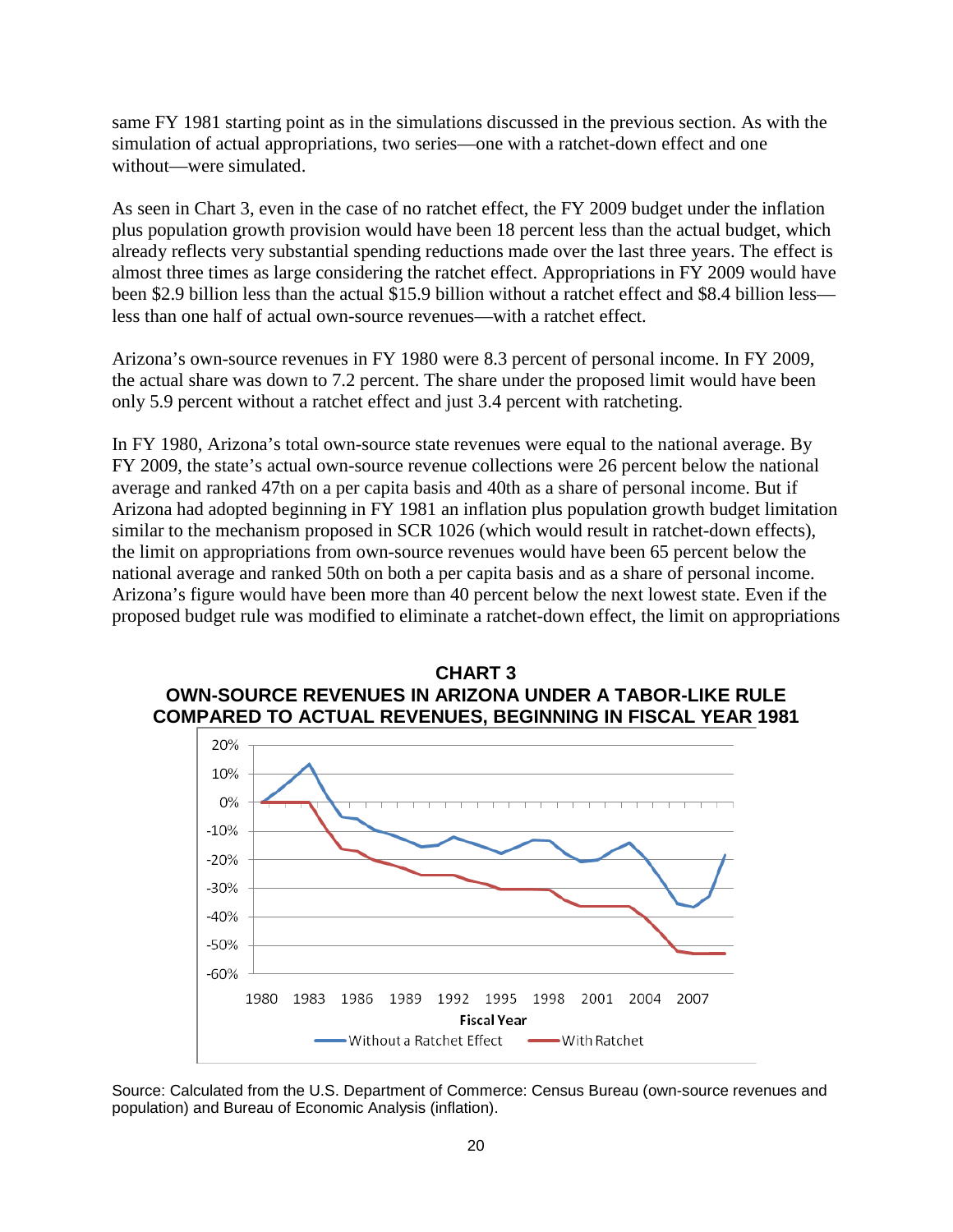same FY 1981 starting point as in the simulations discussed in the previous section. As with the simulation of actual appropriations, two series—one with a ratchet-down effect and one without—were simulated.

As seen in Chart 3, even in the case of no ratchet effect, the FY 2009 budget under the inflation plus population growth provision would have been 18 percent less than the actual budget, which already reflects very substantial spending reductions made over the last three years. The effect is almost three times as large considering the ratchet effect. Appropriations in FY 2009 would have been $2.9 billion less than the actual $15.9 billion without a ratchet effect and $8.4 billion less—less than one half of actual own-source revenues—with a ratchet effect.

Arizona's own-source revenues in FY 1980 were 8.3 percent of personal income. In FY 2009, the actual share was down to 7.2 percent. The share under the proposed limit would have been only 5.9 percent without a ratchet effect and just 3.4 percent with ratcheting.

In FY 1980, Arizona's total own-source state revenues were equal to the national average. By FY 2009, the state's actual own-source revenue collections were 26 percent below the national average and ranked 47th on a per capita basis and 40th as a share of personal income. But if Arizona had adopted beginning in FY 1981 an inflation plus population growth budget limitation similar to the mechanism proposed in SCR 1026 (which would result in ratchet-down effects), the limit on appropriations from own-source revenues would have been 65 percent below the national average and ranked 50th on both a per capita basis and as a share of personal income. Arizona's figure would have been more than 40 percent below the next lowest state. Even if the proposed budget rule was modified to eliminate a ratchet-down effect, the limit on appropriations

**CHART 3**
**OWN-SOURCE REVENUES IN ARIZONA UNDER A TABOR-LIKE RULE COMPARED TO ACTUAL REVENUES, BEGINNING IN FISCAL YEAR 1981**

Source: Calculated from the U.S. Department of Commerce: Census Bureau (own-source revenues and population) and Bureau of Economic Analysis (inflation).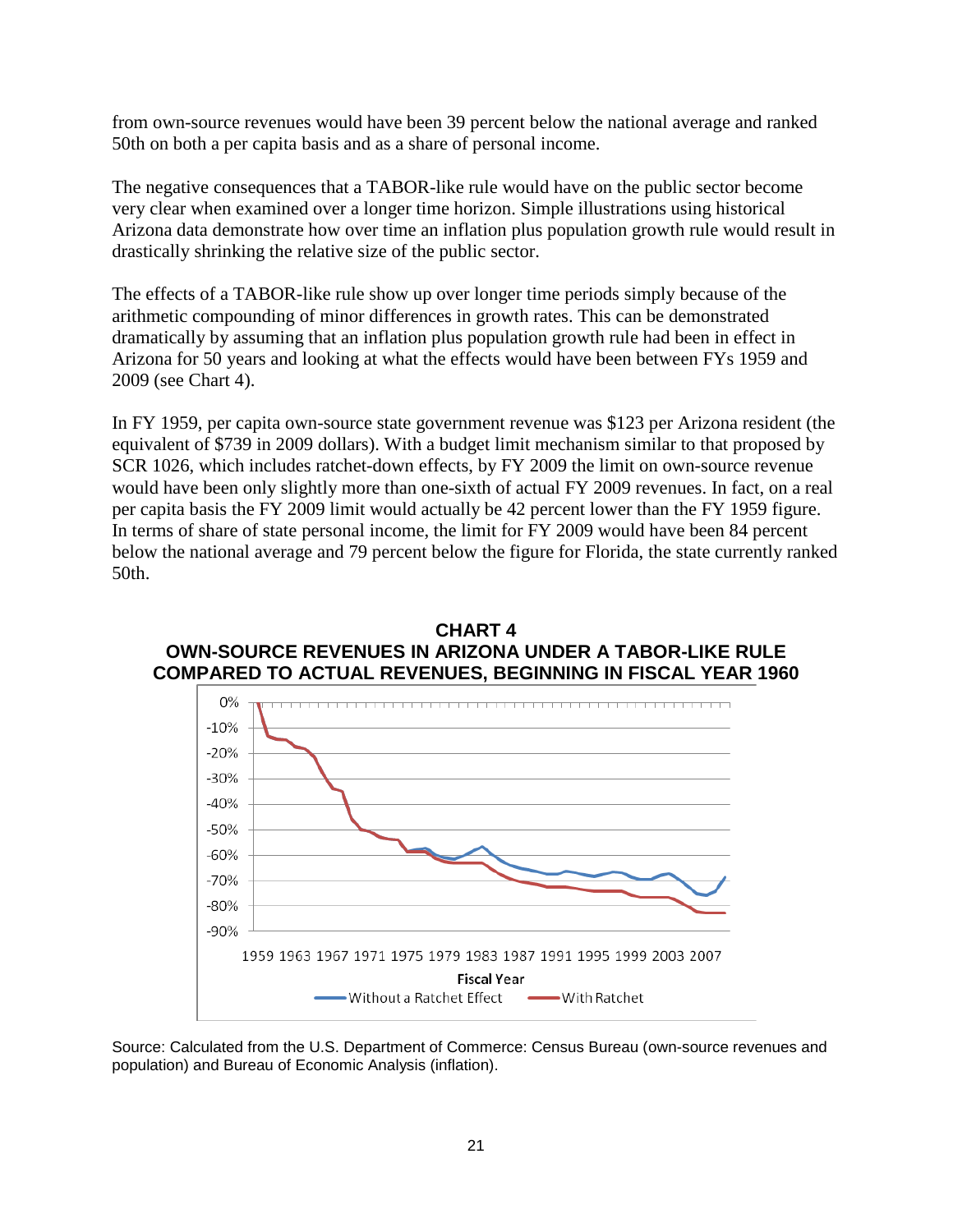from own-source revenues would have been 39 percent below the national average and ranked 50th on both a per capita basis and as a share of personal income.

The negative consequences that a TABOR-like rule would have on the public sector become very clear when examined over a longer time horizon. Simple illustrations using historical Arizona data demonstrate how over time an inflation plus population growth rule would result in drastically shrinking the relative size of the public sector.

The effects of a TABOR-like rule show up over longer time periods simply because of the arithmetic compounding of minor differences in growth rates. This can be demonstrated dramatically by assuming that an inflation plus population growth rule had been in effect in Arizona for 50 years and looking at what the effects would have been between FYs 1959 and 2009 (see Chart 4).

In FY 1959, per capita own-source state government revenue was $123 per Arizona resident (the equivalent of $739 in 2009 dollars). With a budget limit mechanism similar to that proposed by SCR 1026, which includes ratchet-down effects, by FY 2009 the limit on own-source revenue would have been only slightly more than one-sixth of actual FY 2009 revenues. In fact, on a real per capita basis the FY 2009 limit would actually be 42 percent lower than the FY 1959 figure. In terms of share of state personal income, the limit for FY 2009 would have been 84 percent below the national average and 79 percent below the figure for Florida, the state currently ranked 50th.

**CHART 4**
**OWN-SOURCE REVENUES IN ARIZONA UNDER A TABOR-LIKE RULE COMPARED TO ACTUAL REVENUES, BEGINNING IN FISCAL YEAR 1960**

Source: Calculated from the U.S. Department of Commerce: Census Bureau (own-source revenues and population) and Bureau of Economic Analysis (inflation).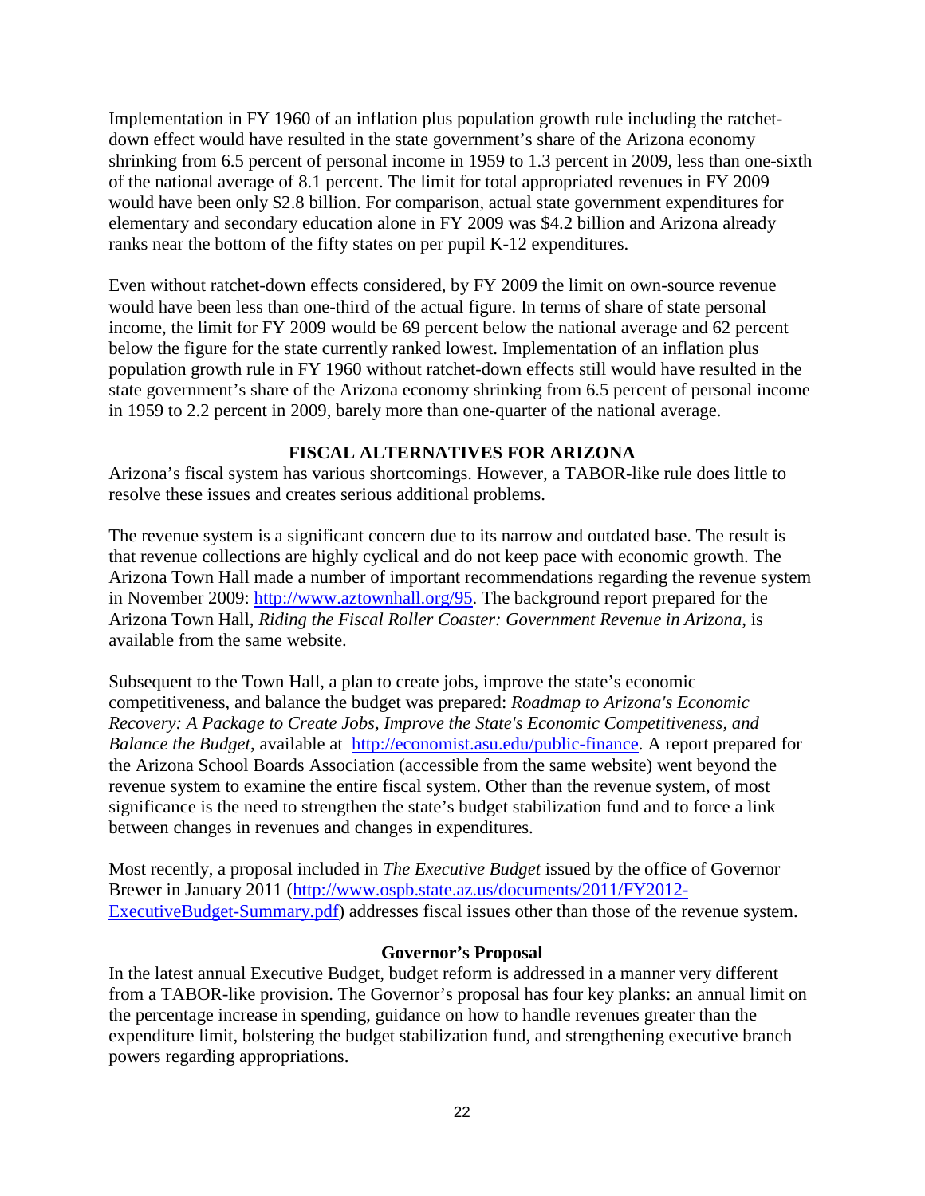Implementation in FY 1960 of an inflation plus population growth rule including the ratchet-down effect would have resulted in the state government's share of the Arizona economy shrinking from 6.5 percent of personal income in 1959 to 1.3 percent in 2009, less than one-sixth of the national average of 8.1 percent. The limit for total appropriated revenues in FY 2009 would have been only $2.8 billion. For comparison, actual state government expenditures for elementary and secondary education alone in FY 2009 was $4.2 billion and Arizona already ranks near the bottom of the fifty states on per pupil K-12 expenditures.

Even without ratchet-down effects considered, by FY 2009 the limit on own-source revenue would have been less than one-third of the actual figure. In terms of share of state personal income, the limit for FY 2009 would be 69 percent below the national average and 62 percent below the figure for the state currently ranked lowest. Implementation of an inflation plus population growth rule in FY 1960 without ratchet-down effects still would have resulted in the state government's share of the Arizona economy shrinking from 6.5 percent of personal income in 1959 to 2.2 percent in 2009, barely more than one-quarter of the national average.

## FISCAL ALTERNATIVES FOR ARIZONA

Arizona's fiscal system has various shortcomings. However, a TABOR-like rule does little to resolve these issues and creates serious additional problems.

The revenue system is a significant concern due to its narrow and outdated base. The result is that revenue collections are highly cyclical and do not keep pace with economic growth. The Arizona Town Hall made a number of important recommendations regarding the revenue system in November 2009: [http://www.aztownhall.org/95](http://www.aztownhall.org/95). The background report prepared for the Arizona Town Hall, *Riding the Fiscal Roller Coaster: Government Revenue in Arizona*, is available from the same website.

Subsequent to the Town Hall, a plan to create jobs, improve the state's economic competitiveness, and balance the budget was prepared: *Roadmap to Arizona's Economic Recovery: A Package to Create Jobs, Improve the State's Economic Competitiveness, and Balance the Budget*, available at [http://economist.asu.edu/public-finance](http://economist.asu.edu/public-finance). A report prepared for the Arizona School Boards Association (accessible from the same website) went beyond the revenue system to examine the entire fiscal system. Other than the revenue system, of most significance is the need to strengthen the state's budget stabilization fund and to force a link between changes in revenues and changes in expenditures.

Most recently, a proposal included in *The Executive Budget* issued by the office of Governor Brewer in January 2011 ([http://www.ospb.state.az.us/documents/2011/FY2012-ExecutiveBudget-Summary.pdf](http://www.ospb.state.az.us/documents/2011/FY2012-ExecutiveBudget-Summary.pdf)) addresses fiscal issues other than those of the revenue system.

### Governor's Proposal

In the latest annual Executive Budget, budget reform is addressed in a manner very different from a TABOR-like provision. The Governor's proposal has four key planks: an annual limit on the percentage increase in spending, guidance on how to handle revenues greater than the expenditure limit, bolstering the budget stabilization fund, and strengthening executive branch powers regarding appropriations.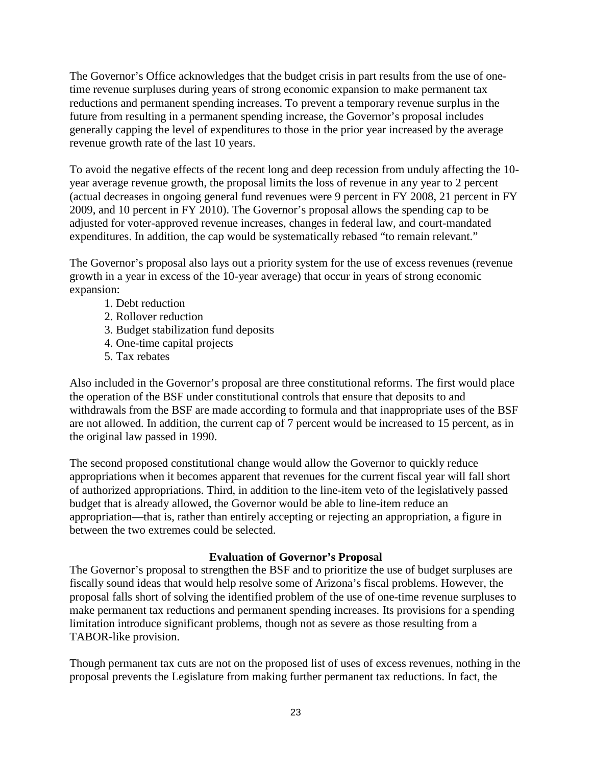The Governor's Office acknowledges that the budget crisis in part results from the use of one-time revenue surpluses during years of strong economic expansion to make permanent tax reductions and permanent spending increases. To prevent a temporary revenue surplus in the future from resulting in a permanent spending increase, the Governor's proposal includes generally capping the level of expenditures to those in the prior year increased by the average revenue growth rate of the last 10 years.

To avoid the negative effects of the recent long and deep recession from unduly affecting the 10-year average revenue growth, the proposal limits the loss of revenue in any year to 2 percent (actual decreases in ongoing general fund revenues were 9 percent in FY 2008, 21 percent in FY 2009, and 10 percent in FY 2010). The Governor's proposal allows the spending cap to be adjusted for voter-approved revenue increases, changes in federal law, and court-mandated expenditures. In addition, the cap would be systematically rebased "to remain relevant."

The Governor's proposal also lays out a priority system for the use of excess revenues (revenue growth in a year in excess of the 10-year average) that occur in years of strong economic expansion:

1. Debt reduction
2. Rollover reduction
3. Budget stabilization fund deposits
4. One-time capital projects
5. Tax rebates

Also included in the Governor's proposal are three constitutional reforms. The first would place the operation of the BSF under constitutional controls that ensure that deposits to and withdrawals from the BSF are made according to formula and that inappropriate uses of the BSF are not allowed. In addition, the current cap of 7 percent would be increased to 15 percent, as in the original law passed in 1990.

The second proposed constitutional change would allow the Governor to quickly reduce appropriations when it becomes apparent that revenues for the current fiscal year will fall short of authorized appropriations. Third, in addition to the line-item veto of the legislatively passed budget that is already allowed, the Governor would be able to line-item reduce an appropriation—that is, rather than entirely accepting or rejecting an appropriation, a figure in between the two extremes could be selected.

**Evaluation of Governor's Proposal**

The Governor's proposal to strengthen the BSF and to prioritize the use of budget surpluses are fiscally sound ideas that would help resolve some of Arizona's fiscal problems. However, the proposal falls short of solving the identified problem of the use of one-time revenue surpluses to make permanent tax reductions and permanent spending increases. Its provisions for a spending limitation introduce significant problems, though not as severe as those resulting from a TABOR-like provision.

Though permanent tax cuts are not on the proposed list of uses of excess revenues, nothing in the proposal prevents the Legislature from making further permanent tax reductions. In fact, the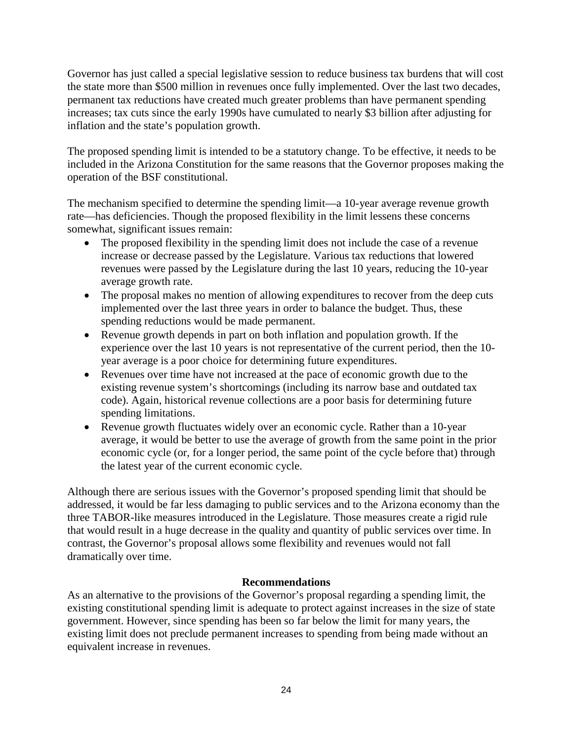Governor has just called a special legislative session to reduce business tax burdens that will cost the state more than $500 million in revenues once fully implemented. Over the last two decades, permanent tax reductions have created much greater problems than have permanent spending increases; tax cuts since the early 1990s have cumulated to nearly $3 billion after adjusting for inflation and the state's population growth.

The proposed spending limit is intended to be a statutory change. To be effective, it needs to be included in the Arizona Constitution for the same reasons that the Governor proposes making the operation of the BSF constitutional.

The mechanism specified to determine the spending limit—a 10-year average revenue growth rate—has deficiencies. Though the proposed flexibility in the limit lessens these concerns somewhat, significant issues remain:

- The proposed flexibility in the spending limit does not include the case of a revenue increase or decrease passed by the Legislature. Various tax reductions that lowered revenues were passed by the Legislature during the last 10 years, reducing the 10-year average growth rate.
- The proposal makes no mention of allowing expenditures to recover from the deep cuts implemented over the last three years in order to balance the budget. Thus, these spending reductions would be made permanent.
- Revenue growth depends in part on both inflation and population growth. If the experience over the last 10 years is not representative of the current period, then the 10-year average is a poor choice for determining future expenditures.
- Revenues over time have not increased at the pace of economic growth due to the existing revenue system's shortcomings (including its narrow base and outdated tax code). Again, historical revenue collections are a poor basis for determining future spending limitations.
- Revenue growth fluctuates widely over an economic cycle. Rather than a 10-year average, it would be better to use the average of growth from the same point in the prior economic cycle (or, for a longer period, the same point of the cycle before that) through the latest year of the current economic cycle.

Although there are serious issues with the Governor's proposed spending limit that should be addressed, it would be far less damaging to public services and to the Arizona economy than the three TABOR-like measures introduced in the Legislature. Those measures create a rigid rule that would result in a huge decrease in the quality and quantity of public services over time. In contrast, the Governor's proposal allows some flexibility and revenues would not fall dramatically over time.

### Recommendations

As an alternative to the provisions of the Governor's proposal regarding a spending limit, the existing constitutional spending limit is adequate to protect against increases in the size of state government. However, since spending has been so far below the limit for many years, the existing limit does not preclude permanent increases to spending from being made without an equivalent increase in revenues.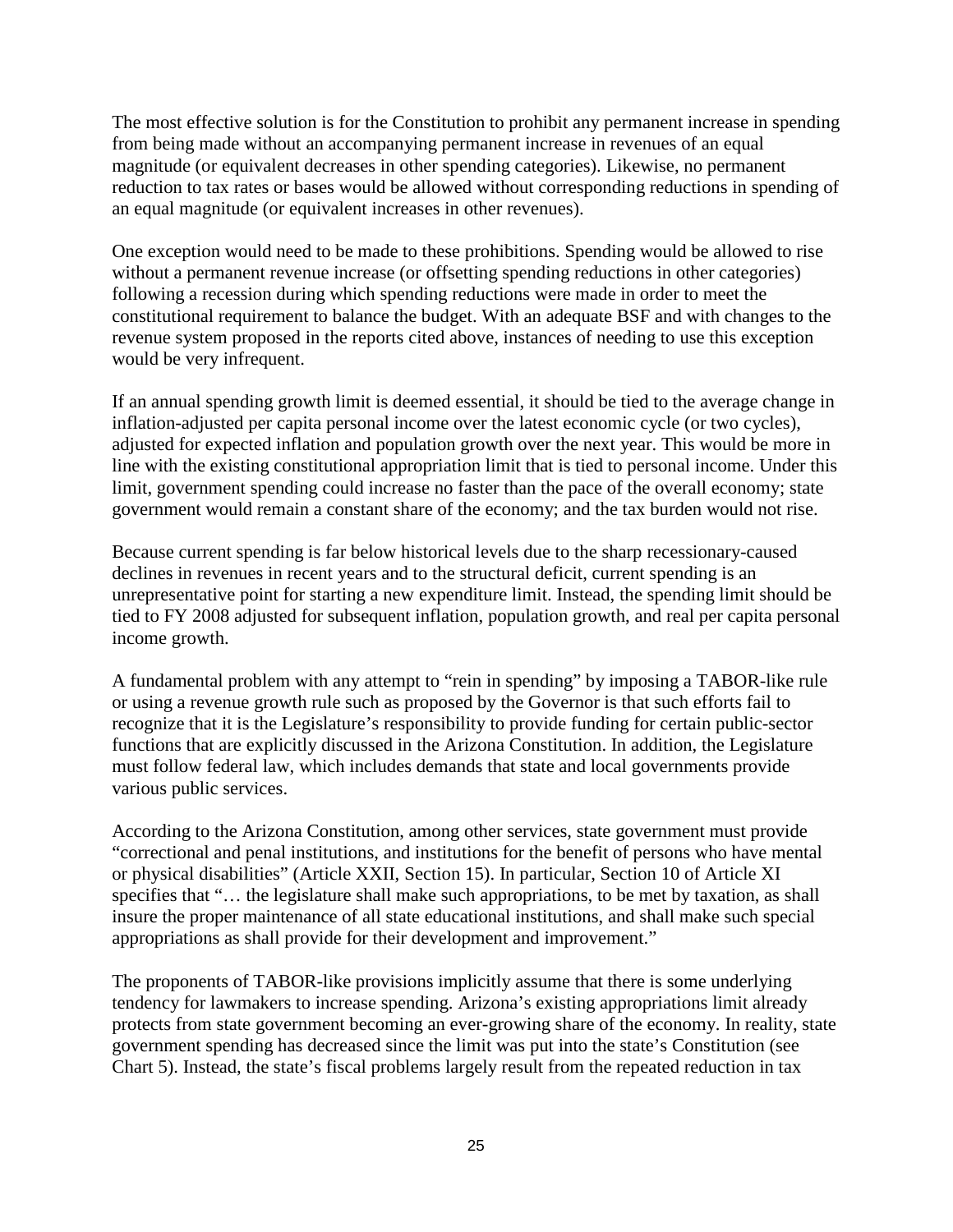The most effective solution is for the Constitution to prohibit any permanent increase in spending from being made without an accompanying permanent increase in revenues of an equal magnitude (or equivalent decreases in other spending categories). Likewise, no permanent reduction to tax rates or bases would be allowed without corresponding reductions in spending of an equal magnitude (or equivalent increases in other revenues).

One exception would need to be made to these prohibitions. Spending would be allowed to rise without a permanent revenue increase (or offsetting spending reductions in other categories) following a recession during which spending reductions were made in order to meet the constitutional requirement to balance the budget. With an adequate BSF and with changes to the revenue system proposed in the reports cited above, instances of needing to use this exception would be very infrequent.

If an annual spending growth limit is deemed essential, it should be tied to the average change in inflation-adjusted per capita personal income over the latest economic cycle (or two cycles), adjusted for expected inflation and population growth over the next year. This would be more in line with the existing constitutional appropriation limit that is tied to personal income. Under this limit, government spending could increase no faster than the pace of the overall economy; state government would remain a constant share of the economy; and the tax burden would not rise.

Because current spending is far below historical levels due to the sharp recessionary-caused declines in revenues in recent years and to the structural deficit, current spending is an unrepresentative point for starting a new expenditure limit. Instead, the spending limit should be tied to FY 2008 adjusted for subsequent inflation, population growth, and real per capita personal income growth.

A fundamental problem with any attempt to "rein in spending" by imposing a TABOR-like rule or using a revenue growth rule such as proposed by the Governor is that such efforts fail to recognize that it is the Legislature's responsibility to provide funding for certain public-sector functions that are explicitly discussed in the Arizona Constitution. In addition, the Legislature must follow federal law, which includes demands that state and local governments provide various public services.

According to the Arizona Constitution, among other services, state government must provide "correctional and penal institutions, and institutions for the benefit of persons who have mental or physical disabilities" (Article XXII, Section 15). In particular, Section 10 of Article XI specifies that "… the legislature shall make such appropriations, to be met by taxation, as shall insure the proper maintenance of all state educational institutions, and shall make such special appropriations as shall provide for their development and improvement."

The proponents of TABOR-like provisions implicitly assume that there is some underlying tendency for lawmakers to increase spending. Arizona's existing appropriations limit already protects from state government becoming an ever-growing share of the economy. In reality, state government spending has decreased since the limit was put into the state's Constitution (see Chart 5). Instead, the state's fiscal problems largely result from the repeated reduction in tax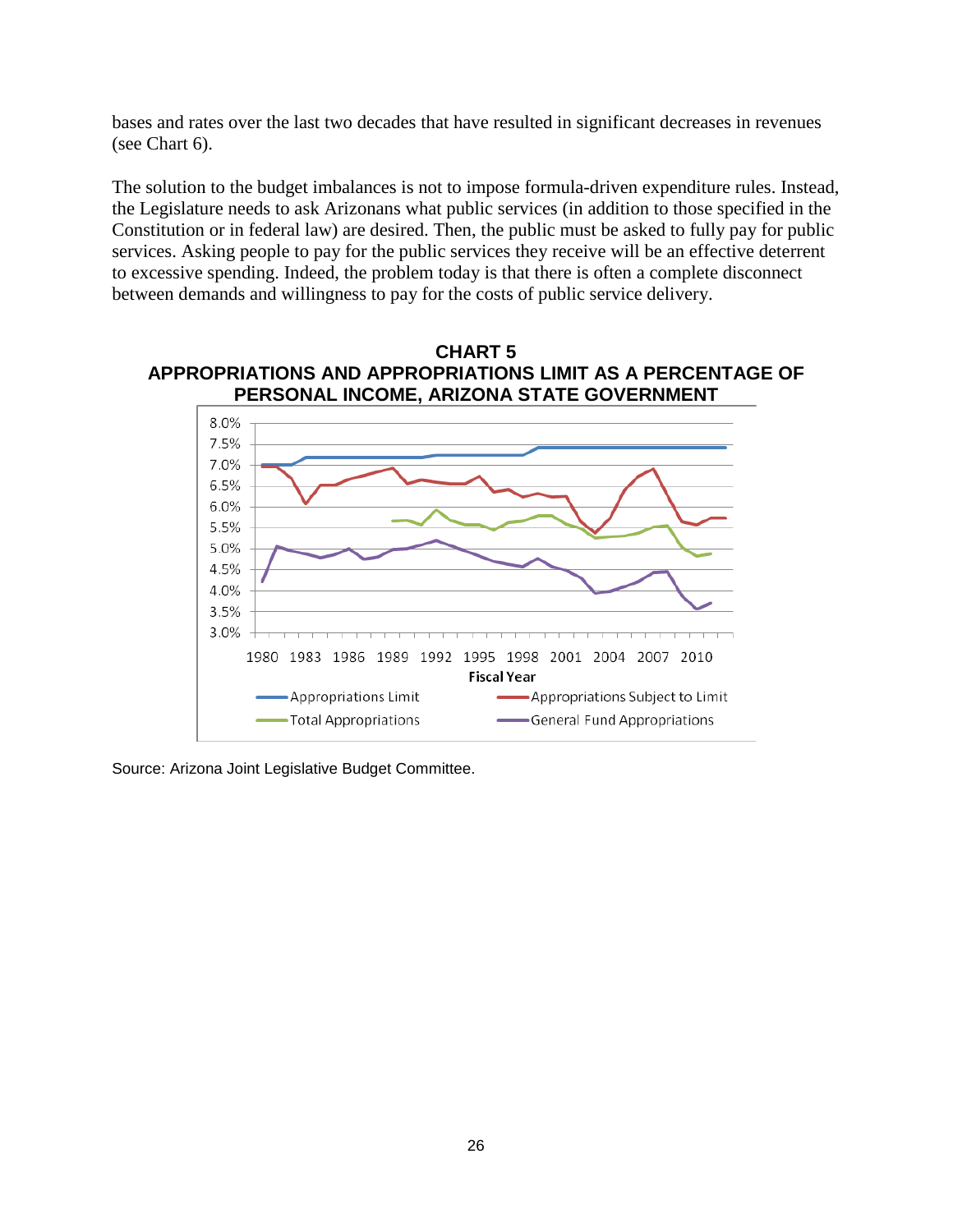bases and rates over the last two decades that have resulted in significant decreases in revenues (see Chart 6).

The solution to the budget imbalances is not to impose formula-driven expenditure rules. Instead, the Legislature needs to ask Arizonans what public services (in addition to those specified in the Constitution or in federal law) are desired. Then, the public must be asked to fully pay for public services. Asking people to pay for the public services they receive will be an effective deterrent to excessive spending. Indeed, the problem today is that there is often a complete disconnect between demands and willingness to pay for the costs of public service delivery.

**CHART 5**
**APPROPRIATIONS AND APPROPRIATIONS LIMIT AS A PERCENTAGE OF PERSONAL INCOME, ARIZONA STATE GOVERNMENT**

Source: Arizona Joint Legislative Budget Committee.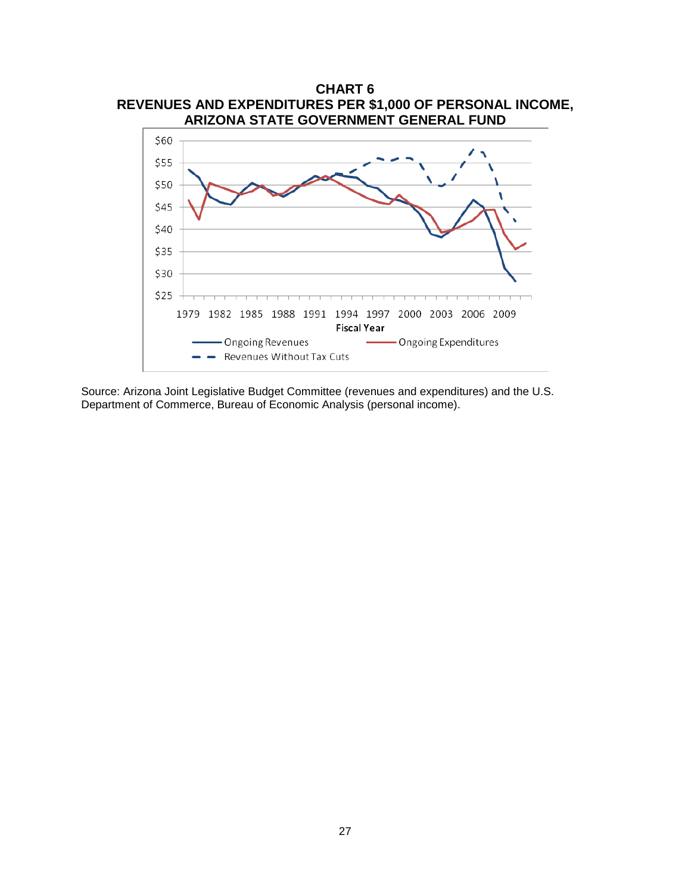**CHART 6**
**REVENUES AND EXPENDITURES PER $1,000 OF PERSONAL INCOME, ARIZONA STATE GOVERNMENT GENERAL FUND**

Source: Arizona Joint Legislative Budget Committee (revenues and expenditures) and the U.S. Department of Commerce, Bureau of Economic Analysis (personal income).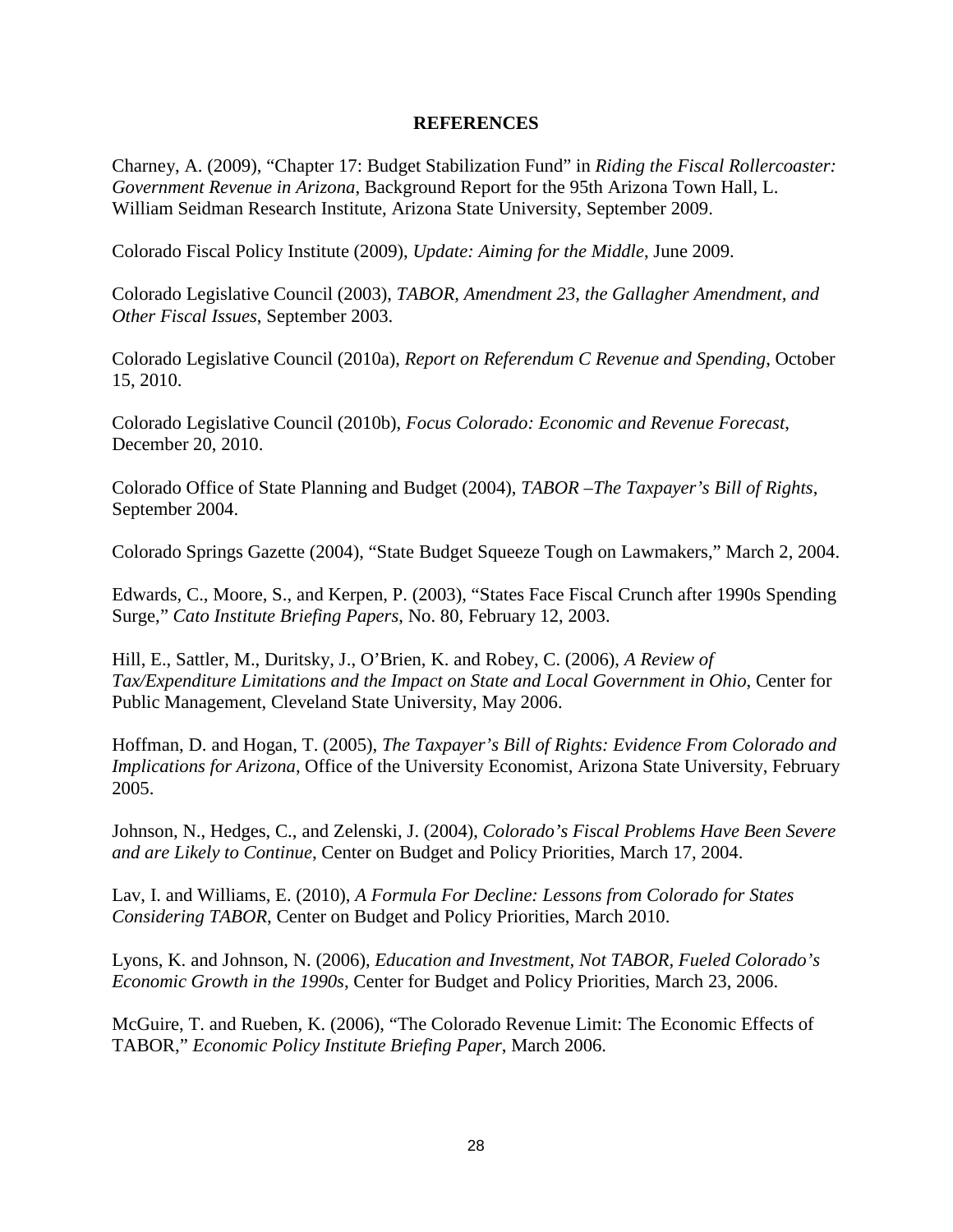# REFERENCES

Charney, A. (2009), "Chapter 17: Budget Stabilization Fund" in *Riding the Fiscal Rollercoaster: Government Revenue in Arizona*, Background Report for the 95th Arizona Town Hall, L. William Seidman Research Institute, Arizona State University, September 2009.

Colorado Fiscal Policy Institute (2009), *Update: Aiming for the Middle*, June 2009.

Colorado Legislative Council (2003), *TABOR, Amendment 23, the Gallagher Amendment, and Other Fiscal Issues*, September 2003.

Colorado Legislative Council (2010a), *Report on Referendum C Revenue and Spending*, October 15, 2010.

Colorado Legislative Council (2010b), *Focus Colorado: Economic and Revenue Forecast*, December 20, 2010.

Colorado Office of State Planning and Budget (2004), *TABOR –The Taxpayer's Bill of Rights*, September 2004.

Colorado Springs Gazette (2004), "State Budget Squeeze Tough on Lawmakers," March 2, 2004.

Edwards, C., Moore, S., and Kerpen, P. (2003), "States Face Fiscal Crunch after 1990s Spending Surge," *Cato Institute Briefing Papers*, No. 80, February 12, 2003.

Hill, E., Sattler, M., Duritsky, J., O'Brien, K. and Robey, C. (2006), *A Review of Tax/Expenditure Limitations and the Impact on State and Local Government in Ohio*, Center for Public Management, Cleveland State University, May 2006.

Hoffman, D. and Hogan, T. (2005), *The Taxpayer's Bill of Rights: Evidence From Colorado and Implications for Arizona*, Office of the University Economist, Arizona State University, February 2005.

Johnson, N., Hedges, C., and Zelenski, J. (2004), *Colorado's Fiscal Problems Have Been Severe and are Likely to Continue*, Center on Budget and Policy Priorities, March 17, 2004.

Lav, I. and Williams, E. (2010), *A Formula For Decline: Lessons from Colorado for States Considering TABOR*, Center on Budget and Policy Priorities, March 2010.

Lyons, K. and Johnson, N. (2006), *Education and Investment, Not TABOR, Fueled Colorado's Economic Growth in the 1990s*, Center for Budget and Policy Priorities, March 23, 2006.

McGuire, T. and Rueben, K. (2006), "The Colorado Revenue Limit: The Economic Effects of TABOR," *Economic Policy Institute Briefing Paper*, March 2006.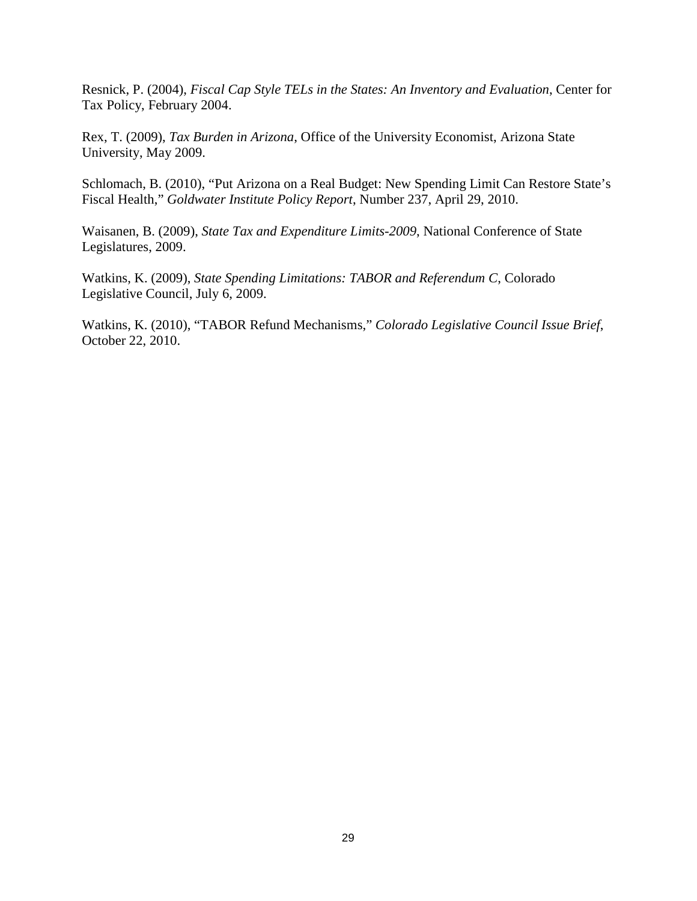Resnick, P. (2004), *Fiscal Cap Style TELs in the States: An Inventory and Evaluation*, Center for Tax Policy, February 2004.

Rex, T. (2009), *Tax Burden in Arizona*, Office of the University Economist, Arizona State University, May 2009.

Schlomach, B. (2010), "Put Arizona on a Real Budget: New Spending Limit Can Restore State's Fiscal Health," *Goldwater Institute Policy Report*, Number 237, April 29, 2010.

Waisanen, B. (2009), *State Tax and Expenditure Limits-2009*, National Conference of State Legislatures, 2009.

Watkins, K. (2009), *State Spending Limitations: TABOR and Referendum C*, Colorado Legislative Council, July 6, 2009.

Watkins, K. (2010), "TABOR Refund Mechanisms," *Colorado Legislative Council Issue Brief*, October 22, 2010.